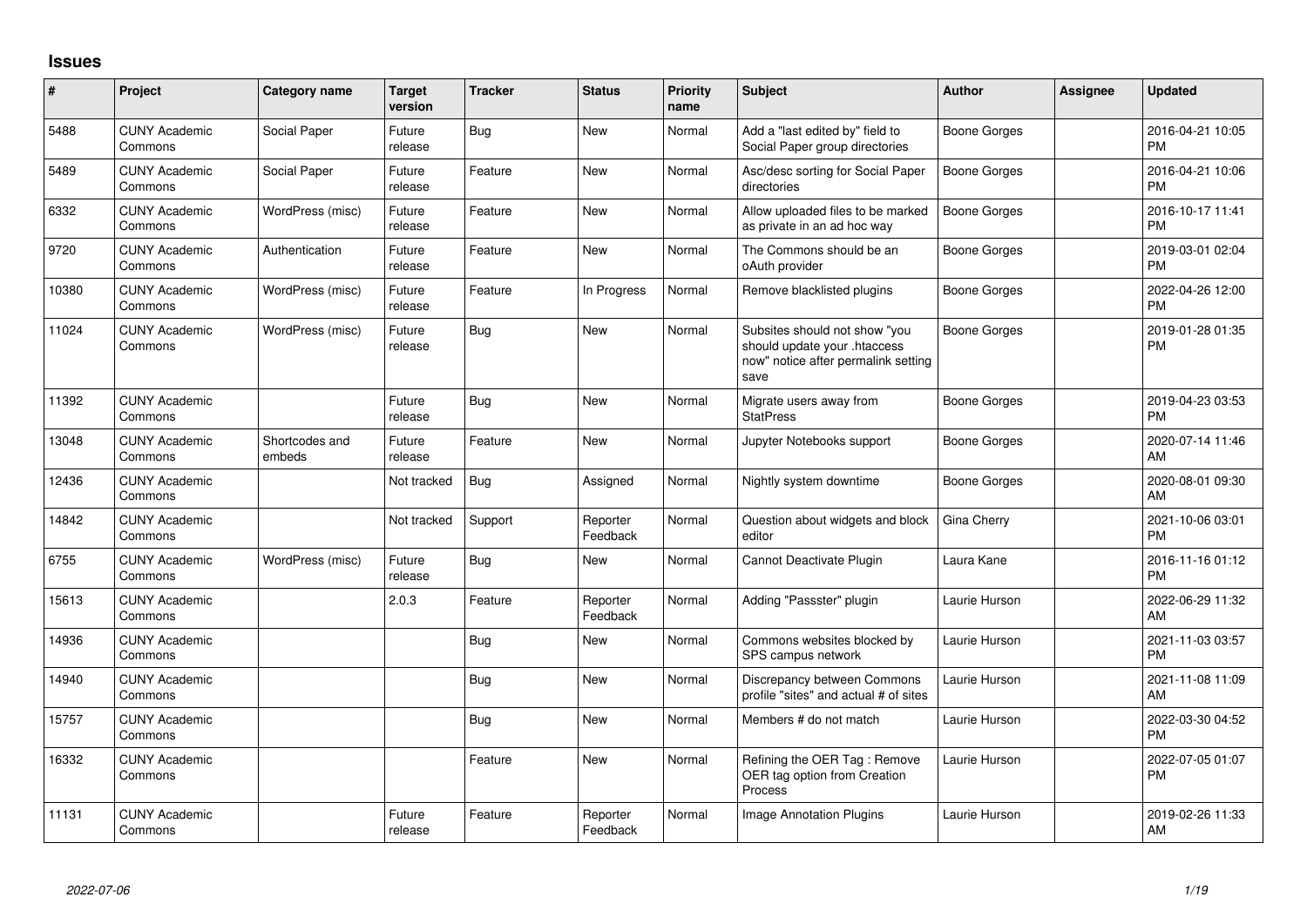## Issues

| # | Project | Category name | Target version | Tracker | Status | Priority name | Subject | Author | Assignee | Updated |
|---|---|---|---|---|---|---|---|---|---|---|
| 5488 | CUNY Academic Commons | Social Paper | Future release | Bug | New | Normal | Add a "last edited by" field to Social Paper group directories | Boone Gorges | | 2016-04-21 10:05 PM |
| 5489 | CUNY Academic Commons | Social Paper | Future release | Feature | New | Normal | Asc/desc sorting for Social Paper directories | Boone Gorges | | 2016-04-21 10:06 PM |
| 6332 | CUNY Academic Commons | WordPress (misc) | Future release | Feature | New | Normal | Allow uploaded files to be marked as private in an ad hoc way | Boone Gorges | | 2016-10-17 11:41 PM |
| 9720 | CUNY Academic Commons | Authentication | Future release | Feature | New | Normal | The Commons should be an oAuth provider | Boone Gorges | | 2019-03-01 02:04 PM |
| 10380 | CUNY Academic Commons | WordPress (misc) | Future release | Feature | In Progress | Normal | Remove blacklisted plugins | Boone Gorges | | 2022-04-26 12:00 PM |
| 11024 | CUNY Academic Commons | WordPress (misc) | Future release | Bug | New | Normal | Subsites should not show "you should update your .htaccess now" notice after permalink setting save | Boone Gorges | | 2019-01-28 01:35 PM |
| 11392 | CUNY Academic Commons | | Future release | Bug | New | Normal | Migrate users away from StatPress | Boone Gorges | | 2019-04-23 03:53 PM |
| 13048 | CUNY Academic Commons | Shortcodes and embeds | Future release | Feature | New | Normal | Jupyter Notebooks support | Boone Gorges | | 2020-07-14 11:46 AM |
| 12436 | CUNY Academic Commons | | Not tracked | Bug | Assigned | Normal | Nightly system downtime | Boone Gorges | | 2020-08-01 09:30 AM |
| 14842 | CUNY Academic Commons | | Not tracked | Support | Reporter Feedback | Normal | Question about widgets and block editor | Gina Cherry | | 2021-10-06 03:01 PM |
| 6755 | CUNY Academic Commons | WordPress (misc) | Future release | Bug | New | Normal | Cannot Deactivate Plugin | Laura Kane | | 2016-11-16 01:12 PM |
| 15613 | CUNY Academic Commons | | 2.0.3 | Feature | Reporter Feedback | Normal | Adding "Passster" plugin | Laurie Hurson | | 2022-06-29 11:32 AM |
| 14936 | CUNY Academic Commons | | | Bug | New | Normal | Commons websites blocked by SPS campus network | Laurie Hurson | | 2021-11-03 03:57 PM |
| 14940 | CUNY Academic Commons | | | Bug | New | Normal | Discrepancy between Commons profile "sites" and actual # of sites | Laurie Hurson | | 2021-11-08 11:09 AM |
| 15757 | CUNY Academic Commons | | | Bug | New | Normal | Members # do not match | Laurie Hurson | | 2022-03-30 04:52 PM |
| 16332 | CUNY Academic Commons | | | Feature | New | Normal | Refining the OER Tag : Remove OER tag option from Creation Process | Laurie Hurson | | 2022-07-05 01:07 PM |
| 11131 | CUNY Academic Commons | | Future release | Feature | Reporter Feedback | Normal | Image Annotation Plugins | Laurie Hurson | | 2019-02-26 11:33 AM |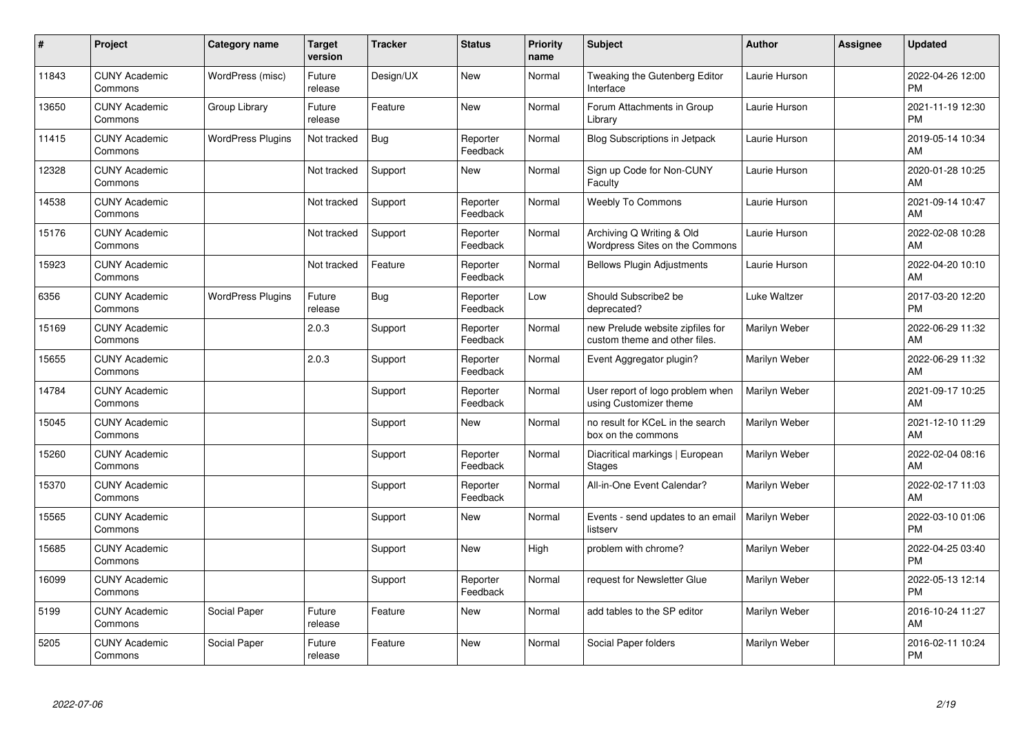| # | Project | Category name | Target version | Tracker | Status | Priority name | Subject | Author | Assignee | Updated |
|---|---|---|---|---|---|---|---|---|---|---|
| 11843 | CUNY Academic Commons | WordPress (misc) | Future release | Design/UX | New | Normal | Tweaking the Gutenberg Editor Interface | Laurie Hurson | | 2022-04-26 12:00 PM |
| 13650 | CUNY Academic Commons | Group Library | Future release | Feature | New | Normal | Forum Attachments in Group Library | Laurie Hurson | | 2021-11-19 12:30 PM |
| 11415 | CUNY Academic Commons | WordPress Plugins | Not tracked | Bug | Reporter Feedback | Normal | Blog Subscriptions in Jetpack | Laurie Hurson | | 2019-05-14 10:34 AM |
| 12328 | CUNY Academic Commons | | Not tracked | Support | New | Normal | Sign up Code for Non-CUNY Faculty | Laurie Hurson | | 2020-01-28 10:25 AM |
| 14538 | CUNY Academic Commons | | Not tracked | Support | Reporter Feedback | Normal | Weebly To Commons | Laurie Hurson | | 2021-09-14 10:47 AM |
| 15176 | CUNY Academic Commons | | Not tracked | Support | Reporter Feedback | Normal | Archiving Q Writing & Old Wordpress Sites on the Commons | Laurie Hurson | | 2022-02-08 10:28 AM |
| 15923 | CUNY Academic Commons | | Not tracked | Feature | Reporter Feedback | Normal | Bellows Plugin Adjustments | Laurie Hurson | | 2022-04-20 10:10 AM |
| 6356 | CUNY Academic Commons | WordPress Plugins | Future release | Bug | Reporter Feedback | Low | Should Subscribe2 be deprecated? | Luke Waltzer | | 2017-03-20 12:20 PM |
| 15169 | CUNY Academic Commons | | 2.0.3 | Support | Reporter Feedback | Normal | new Prelude website zipfiles for custom theme and other files. | Marilyn Weber | | 2022-06-29 11:32 AM |
| 15655 | CUNY Academic Commons | | 2.0.3 | Support | Reporter Feedback | Normal | Event Aggregator plugin? | Marilyn Weber | | 2022-06-29 11:32 AM |
| 14784 | CUNY Academic Commons | | | Support | Reporter Feedback | Normal | User report of logo problem when using Customizer theme | Marilyn Weber | | 2021-09-17 10:25 AM |
| 15045 | CUNY Academic Commons | | | Support | New | Normal | no result for KCeL in the search box on the commons | Marilyn Weber | | 2021-12-10 11:29 AM |
| 15260 | CUNY Academic Commons | | | Support | Reporter Feedback | Normal | Diacritical markings \| European Stages | Marilyn Weber | | 2022-02-04 08:16 AM |
| 15370 | CUNY Academic Commons | | | Support | Reporter Feedback | Normal | All-in-One Event Calendar? | Marilyn Weber | | 2022-02-17 11:03 AM |
| 15565 | CUNY Academic Commons | | | Support | New | Normal | Events - send updates to an email listserv | Marilyn Weber | | 2022-03-10 01:06 PM |
| 15685 | CUNY Academic Commons | | | Support | New | High | problem with chrome? | Marilyn Weber | | 2022-04-25 03:40 PM |
| 16099 | CUNY Academic Commons | | | Support | Reporter Feedback | Normal | request for Newsletter Glue | Marilyn Weber | | 2022-05-13 12:14 PM |
| 5199 | CUNY Academic Commons | Social Paper | Future release | Feature | New | Normal | add tables to the SP editor | Marilyn Weber | | 2016-10-24 11:27 AM |
| 5205 | CUNY Academic Commons | Social Paper | Future release | Feature | New | Normal | Social Paper folders | Marilyn Weber | | 2016-02-11 10:24 PM |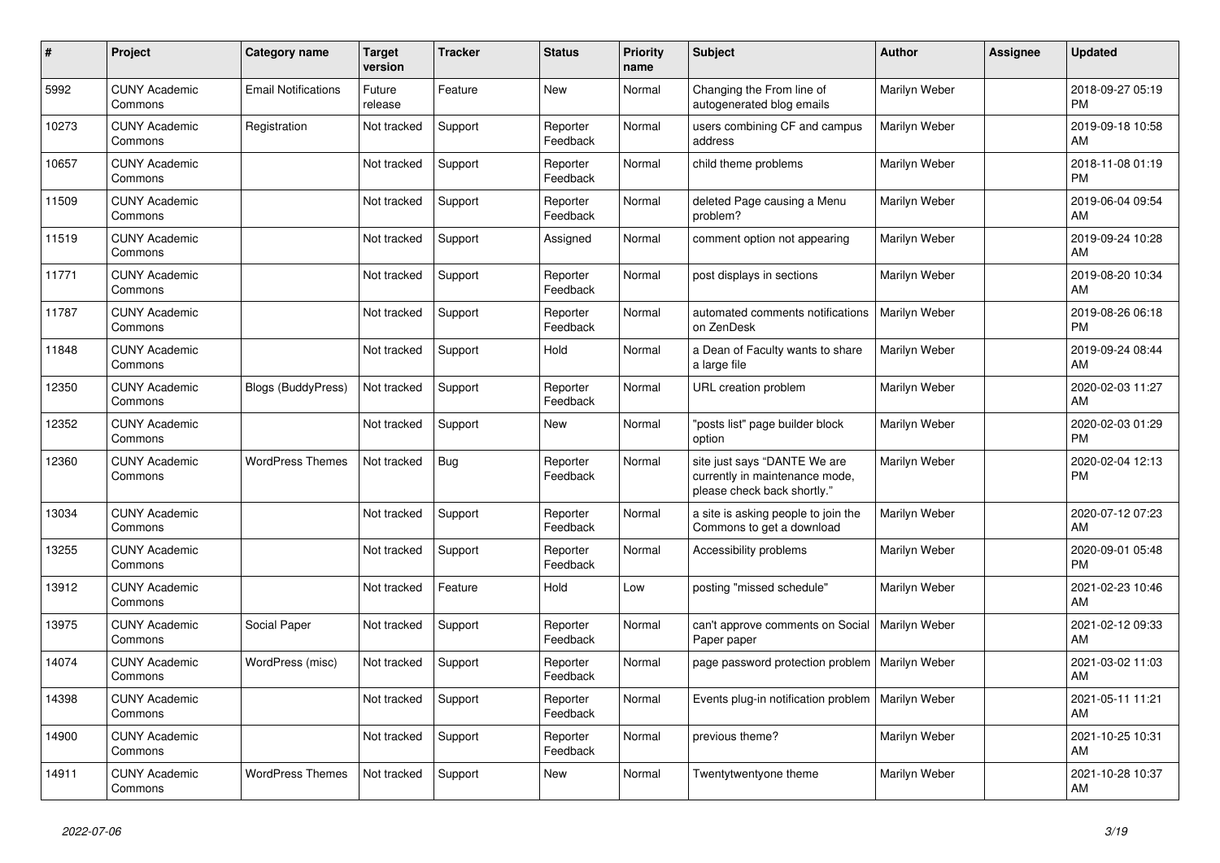| # | Project | Category name | Target version | Tracker | Status | Priority name | Subject | Author | Assignee | Updated |
|---|---|---|---|---|---|---|---|---|---|---|
| 5992 | CUNY Academic Commons | Email Notifications | Future release | Feature | New | Normal | Changing the From line of autogenerated blog emails | Marilyn Weber | | 2018-09-27 05:19 PM |
| 10273 | CUNY Academic Commons | Registration | Not tracked | Support | Reporter Feedback | Normal | users combining CF and campus address | Marilyn Weber | | 2019-09-18 10:58 AM |
| 10657 | CUNY Academic Commons | | Not tracked | Support | Reporter Feedback | Normal | child theme problems | Marilyn Weber | | 2018-11-08 01:19 PM |
| 11509 | CUNY Academic Commons | | Not tracked | Support | Reporter Feedback | Normal | deleted Page causing a Menu problem? | Marilyn Weber | | 2019-06-04 09:54 AM |
| 11519 | CUNY Academic Commons | | Not tracked | Support | Assigned | Normal | comment option not appearing | Marilyn Weber | | 2019-09-24 10:28 AM |
| 11771 | CUNY Academic Commons | | Not tracked | Support | Reporter Feedback | Normal | post displays in sections | Marilyn Weber | | 2019-08-20 10:34 AM |
| 11787 | CUNY Academic Commons | | Not tracked | Support | Reporter Feedback | Normal | automated comments notifications on ZenDesk | Marilyn Weber | | 2019-08-26 06:18 PM |
| 11848 | CUNY Academic Commons | | Not tracked | Support | Hold | Normal | a Dean of Faculty wants to share a large file | Marilyn Weber | | 2019-09-24 08:44 AM |
| 12350 | CUNY Academic Commons | Blogs (BuddyPress) | Not tracked | Support | Reporter Feedback | Normal | URL creation problem | Marilyn Weber | | 2020-02-03 11:27 AM |
| 12352 | CUNY Academic Commons | | Not tracked | Support | New | Normal | "posts list" page builder block option | Marilyn Weber | | 2020-02-03 01:29 PM |
| 12360 | CUNY Academic Commons | WordPress Themes | Not tracked | Bug | Reporter Feedback | Normal | site just says "DANTE We are currently in maintenance mode, please check back shortly." | Marilyn Weber | | 2020-02-04 12:13 PM |
| 13034 | CUNY Academic Commons | | Not tracked | Support | Reporter Feedback | Normal | a site is asking people to join the Commons to get a download | Marilyn Weber | | 2020-07-12 07:23 AM |
| 13255 | CUNY Academic Commons | | Not tracked | Support | Reporter Feedback | Normal | Accessibility problems | Marilyn Weber | | 2020-09-01 05:48 PM |
| 13912 | CUNY Academic Commons | | Not tracked | Feature | Hold | Low | posting "missed schedule" | Marilyn Weber | | 2021-02-23 10:46 AM |
| 13975 | CUNY Academic Commons | Social Paper | Not tracked | Support | Reporter Feedback | Normal | can't approve comments on Social Paper paper | Marilyn Weber | | 2021-02-12 09:33 AM |
| 14074 | CUNY Academic Commons | WordPress (misc) | Not tracked | Support | Reporter Feedback | Normal | page password protection problem | Marilyn Weber | | 2021-03-02 11:03 AM |
| 14398 | CUNY Academic Commons | | Not tracked | Support | Reporter Feedback | Normal | Events plug-in notification problem | Marilyn Weber | | 2021-05-11 11:21 AM |
| 14900 | CUNY Academic Commons | | Not tracked | Support | Reporter Feedback | Normal | previous theme? | Marilyn Weber | | 2021-10-25 10:31 AM |
| 14911 | CUNY Academic Commons | WordPress Themes | Not tracked | Support | New | Normal | Twentytwentyone theme | Marilyn Weber | | 2021-10-28 10:37 AM |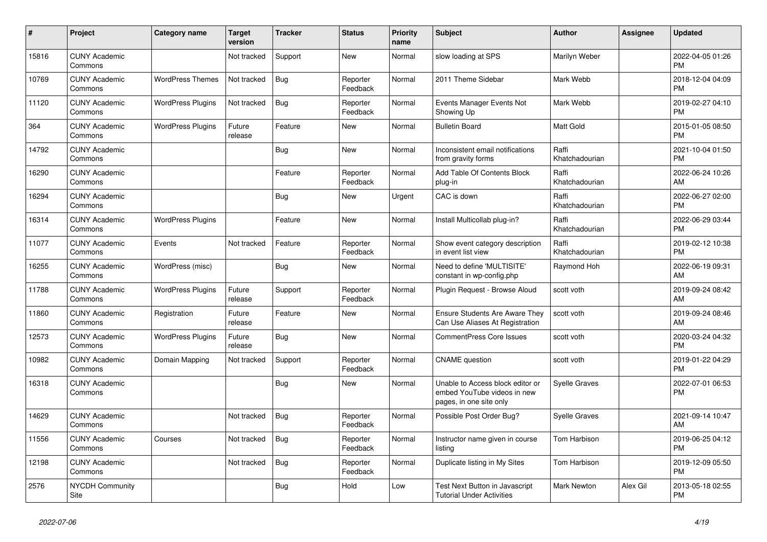| # | Project | Category name | Target version | Tracker | Status | Priority name | Subject | Author | Assignee | Updated |
|---|---|---|---|---|---|---|---|---|---|---|
| 15816 | CUNY Academic Commons | | Not tracked | Support | New | Normal | slow loading at SPS | Marilyn Weber | | 2022-04-05 01:26 PM |
| 10769 | CUNY Academic Commons | WordPress Themes | Not tracked | Bug | Reporter Feedback | Normal | 2011 Theme Sidebar | Mark Webb | | 2018-12-04 04:09 PM |
| 11120 | CUNY Academic Commons | WordPress Plugins | Not tracked | Bug | Reporter Feedback | Normal | Events Manager Events Not Showing Up | Mark Webb | | 2019-02-27 04:10 PM |
| 364 | CUNY Academic Commons | WordPress Plugins | Future release | Feature | New | Normal | Bulletin Board | Matt Gold | | 2015-01-05 08:50 PM |
| 14792 | CUNY Academic Commons | | | Bug | New | Normal | Inconsistent email notifications from gravity forms | Raffi Khatchadourian | | 2021-10-04 01:50 PM |
| 16290 | CUNY Academic Commons | | | Feature | Reporter Feedback | Normal | Add Table Of Contents Block plug-in | Raffi Khatchadourian | | 2022-06-24 10:26 AM |
| 16294 | CUNY Academic Commons | | | Bug | New | Urgent | CAC is down | Raffi Khatchadourian | | 2022-06-27 02:00 PM |
| 16314 | CUNY Academic Commons | WordPress Plugins | | Feature | New | Normal | Install Multicollab plug-in? | Raffi Khatchadourian | | 2022-06-29 03:44 PM |
| 11077 | CUNY Academic Commons | Events | Not tracked | Feature | Reporter Feedback | Normal | Show event category description in event list view | Raffi Khatchadourian | | 2019-02-12 10:38 PM |
| 16255 | CUNY Academic Commons | WordPress (misc) | | Bug | New | Normal | Need to define 'MULTISITE' constant in wp-config.php | Raymond Hoh | | 2022-06-19 09:31 AM |
| 11788 | CUNY Academic Commons | WordPress Plugins | Future release | Support | Reporter Feedback | Normal | Plugin Request - Browse Aloud | scott voth | | 2019-09-24 08:42 AM |
| 11860 | CUNY Academic Commons | Registration | Future release | Feature | New | Normal | Ensure Students Are Aware They Can Use Aliases At Registration | scott voth | | 2019-09-24 08:46 AM |
| 12573 | CUNY Academic Commons | WordPress Plugins | Future release | Bug | New | Normal | CommentPress Core Issues | scott voth | | 2020-03-24 04:32 PM |
| 10982 | CUNY Academic Commons | Domain Mapping | Not tracked | Support | Reporter Feedback | Normal | CNAME question | scott voth | | 2019-01-22 04:29 PM |
| 16318 | CUNY Academic Commons | | | Bug | New | Normal | Unable to Access block editor or embed YouTube videos in new pages, in one site only | Syelle Graves | | 2022-07-01 06:53 PM |
| 14629 | CUNY Academic Commons | | Not tracked | Bug | Reporter Feedback | Normal | Possible Post Order Bug? | Syelle Graves | | 2021-09-14 10:47 AM |
| 11556 | CUNY Academic Commons | Courses | Not tracked | Bug | Reporter Feedback | Normal | Instructor name given in course listing | Tom Harbison | | 2019-06-25 04:12 PM |
| 12198 | CUNY Academic Commons | | Not tracked | Bug | Reporter Feedback | Normal | Duplicate listing in My Sites | Tom Harbison | | 2019-12-09 05:50 PM |
| 2576 | NYCDH Community Site | | | Bug | Hold | Low | Test Next Button in Javascript Tutorial Under Activities | Mark Newton | Alex Gil | 2013-05-18 02:55 PM |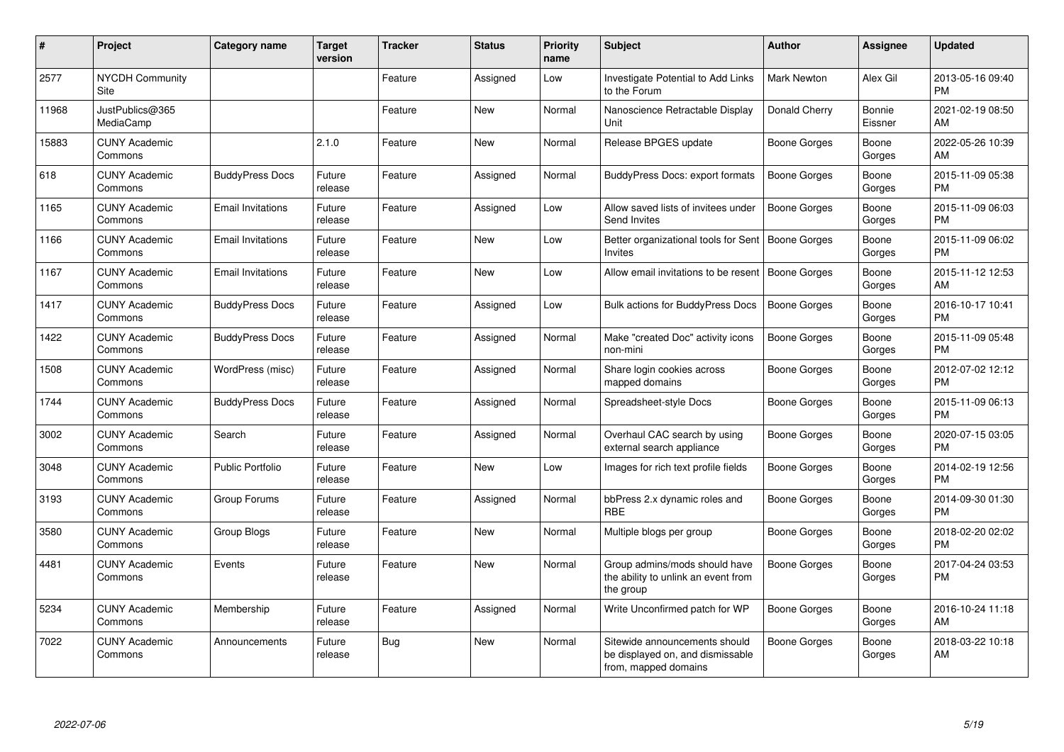| # | Project | Category name | Target version | Tracker | Status | Priority name | Subject | Author | Assignee | Updated |
|---|---|---|---|---|---|---|---|---|---|---|
| 2577 | NYCDH Community Site | | | Feature | Assigned | Low | Investigate Potential to Add Links to the Forum | Mark Newton | Alex Gil | 2013-05-16 09:40 PM |
| 11968 | JustPublics@365 MediaCamp | | | Feature | New | Normal | Nanoscience Retractable Display Unit | Donald Cherry | Bonnie Eissner | 2021-02-19 08:50 AM |
| 15883 | CUNY Academic Commons | | 2.1.0 | Feature | New | Normal | Release BPGES update | Boone Gorges | Boone Gorges | 2022-05-26 10:39 AM |
| 618 | CUNY Academic Commons | BuddyPress Docs | Future release | Feature | Assigned | Normal | BuddyPress Docs: export formats | Boone Gorges | Boone Gorges | 2015-11-09 05:38 PM |
| 1165 | CUNY Academic Commons | Email Invitations | Future release | Feature | Assigned | Low | Allow saved lists of invitees under Send Invites | Boone Gorges | Boone Gorges | 2015-11-09 06:03 PM |
| 1166 | CUNY Academic Commons | Email Invitations | Future release | Feature | New | Low | Better organizational tools for Sent Invites | Boone Gorges | Boone Gorges | 2015-11-09 06:02 PM |
| 1167 | CUNY Academic Commons | Email Invitations | Future release | Feature | New | Low | Allow email invitations to be resent | Boone Gorges | Boone Gorges | 2015-11-12 12:53 AM |
| 1417 | CUNY Academic Commons | BuddyPress Docs | Future release | Feature | Assigned | Low | Bulk actions for BuddyPress Docs | Boone Gorges | Boone Gorges | 2016-10-17 10:41 PM |
| 1422 | CUNY Academic Commons | BuddyPress Docs | Future release | Feature | Assigned | Normal | Make "created Doc" activity icons non-mini | Boone Gorges | Boone Gorges | 2015-11-09 05:48 PM |
| 1508 | CUNY Academic Commons | WordPress (misc) | Future release | Feature | Assigned | Normal | Share login cookies across mapped domains | Boone Gorges | Boone Gorges | 2012-07-02 12:12 PM |
| 1744 | CUNY Academic Commons | BuddyPress Docs | Future release | Feature | Assigned | Normal | Spreadsheet-style Docs | Boone Gorges | Boone Gorges | 2015-11-09 06:13 PM |
| 3002 | CUNY Academic Commons | Search | Future release | Feature | Assigned | Normal | Overhaul CAC search by using external search appliance | Boone Gorges | Boone Gorges | 2020-07-15 03:05 PM |
| 3048 | CUNY Academic Commons | Public Portfolio | Future release | Feature | New | Low | Images for rich text profile fields | Boone Gorges | Boone Gorges | 2014-02-19 12:56 PM |
| 3193 | CUNY Academic Commons | Group Forums | Future release | Feature | Assigned | Normal | bbPress 2.x dynamic roles and RBE | Boone Gorges | Boone Gorges | 2014-09-30 01:30 PM |
| 3580 | CUNY Academic Commons | Group Blogs | Future release | Feature | New | Normal | Multiple blogs per group | Boone Gorges | Boone Gorges | 2018-02-20 02:02 PM |
| 4481 | CUNY Academic Commons | Events | Future release | Feature | New | Normal | Group admins/mods should have the ability to unlink an event from the group | Boone Gorges | Boone Gorges | 2017-04-24 03:53 PM |
| 5234 | CUNY Academic Commons | Membership | Future release | Feature | Assigned | Normal | Write Unconfirmed patch for WP | Boone Gorges | Boone Gorges | 2016-10-24 11:18 AM |
| 7022 | CUNY Academic Commons | Announcements | Future release | Bug | New | Normal | Sitewide announcements should be displayed on, and dismissable from, mapped domains | Boone Gorges | Boone Gorges | 2018-03-22 10:18 AM |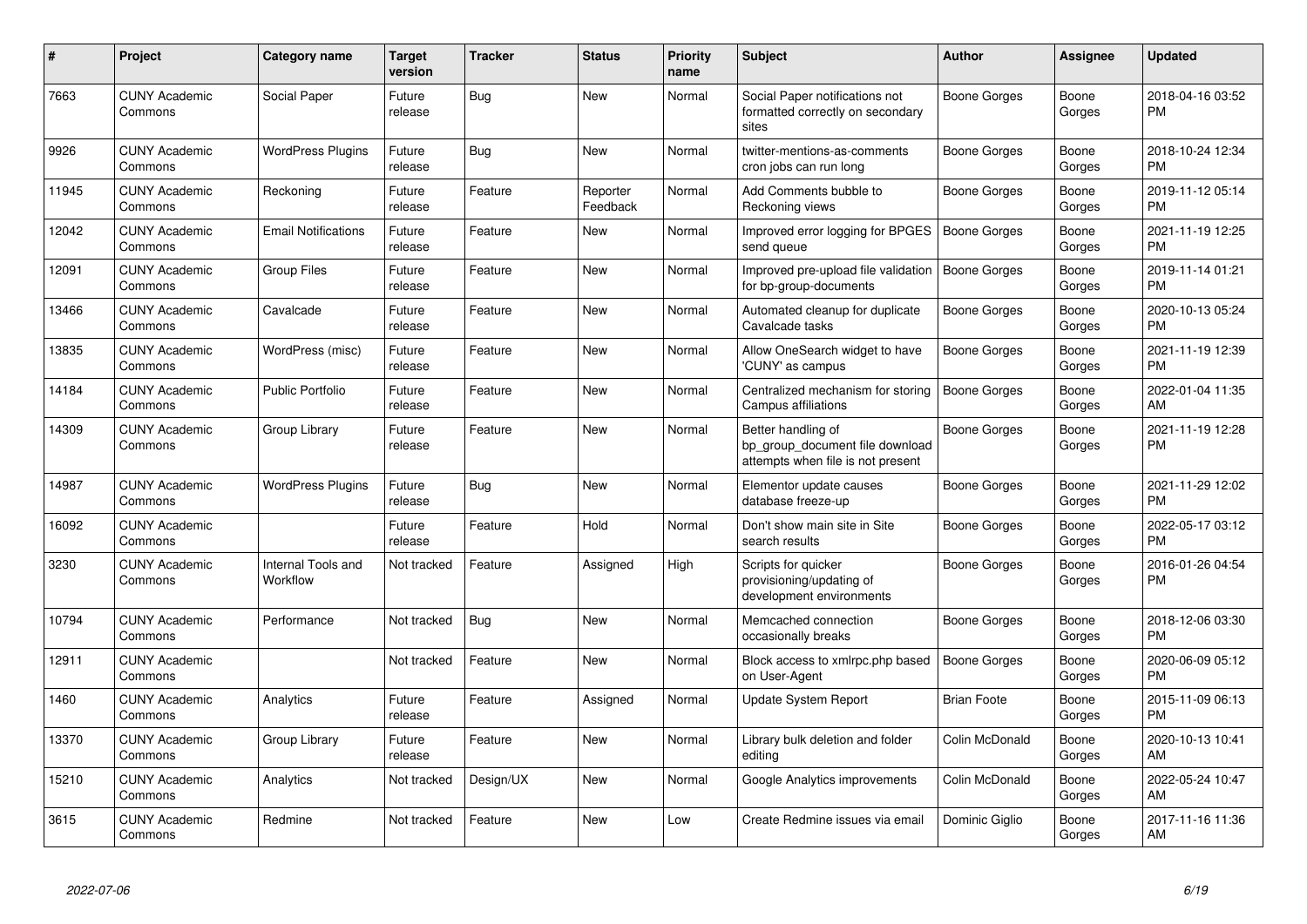| # | Project | Category name | Target version | Tracker | Status | Priority name | Subject | Author | Assignee | Updated |
|---|---|---|---|---|---|---|---|---|---|---|
| 7663 | CUNY Academic Commons | Social Paper | Future release | Bug | New | Normal | Social Paper notifications not formatted correctly on secondary sites | Boone Gorges | Boone Gorges | 2018-04-16 03:52 PM |
| 9926 | CUNY Academic Commons | WordPress Plugins | Future release | Bug | New | Normal | twitter-mentions-as-comments cron jobs can run long | Boone Gorges | Boone Gorges | 2018-10-24 12:34 PM |
| 11945 | CUNY Academic Commons | Reckoning | Future release | Feature | Reporter Feedback | Normal | Add Comments bubble to Reckoning views | Boone Gorges | Boone Gorges | 2019-11-12 05:14 PM |
| 12042 | CUNY Academic Commons | Email Notifications | Future release | Feature | New | Normal | Improved error logging for BPGES send queue | Boone Gorges | Boone Gorges | 2021-11-19 12:25 PM |
| 12091 | CUNY Academic Commons | Group Files | Future release | Feature | New | Normal | Improved pre-upload file validation for bp-group-documents | Boone Gorges | Boone Gorges | 2019-11-14 01:21 PM |
| 13466 | CUNY Academic Commons | Cavalcade | Future release | Feature | New | Normal | Automated cleanup for duplicate Cavalcade tasks | Boone Gorges | Boone Gorges | 2020-10-13 05:24 PM |
| 13835 | CUNY Academic Commons | WordPress (misc) | Future release | Feature | New | Normal | Allow OneSearch widget to have 'CUNY' as campus | Boone Gorges | Boone Gorges | 2021-11-19 12:39 PM |
| 14184 | CUNY Academic Commons | Public Portfolio | Future release | Feature | New | Normal | Centralized mechanism for storing Campus affiliations | Boone Gorges | Boone Gorges | 2022-01-04 11:35 AM |
| 14309 | CUNY Academic Commons | Group Library | Future release | Feature | New | Normal | Better handling of bp_group_document file download attempts when file is not present | Boone Gorges | Boone Gorges | 2021-11-19 12:28 PM |
| 14987 | CUNY Academic Commons | WordPress Plugins | Future release | Bug | New | Normal | Elementor update causes database freeze-up | Boone Gorges | Boone Gorges | 2021-11-29 12:02 PM |
| 16092 | CUNY Academic Commons | | Future release | Feature | Hold | Normal | Don't show main site in Site search results | Boone Gorges | Boone Gorges | 2022-05-17 03:12 PM |
| 3230 | CUNY Academic Commons | Internal Tools and Workflow | Not tracked | Feature | Assigned | High | Scripts for quicker provisioning/updating of development environments | Boone Gorges | Boone Gorges | 2016-01-26 04:54 PM |
| 10794 | CUNY Academic Commons | Performance | Not tracked | Bug | New | Normal | Memcached connection occasionally breaks | Boone Gorges | Boone Gorges | 2018-12-06 03:30 PM |
| 12911 | CUNY Academic Commons | | Not tracked | Feature | New | Normal | Block access to xmlrpc.php based on User-Agent | Boone Gorges | Boone Gorges | 2020-06-09 05:12 PM |
| 1460 | CUNY Academic Commons | Analytics | Future release | Feature | Assigned | Normal | Update System Report | Brian Foote | Boone Gorges | 2015-11-09 06:13 PM |
| 13370 | CUNY Academic Commons | Group Library | Future release | Feature | New | Normal | Library bulk deletion and folder editing | Colin McDonald | Boone Gorges | 2020-10-13 10:41 AM |
| 15210 | CUNY Academic Commons | Analytics | Not tracked | Design/UX | New | Normal | Google Analytics improvements | Colin McDonald | Boone Gorges | 2022-05-24 10:47 AM |
| 3615 | CUNY Academic Commons | Redmine | Not tracked | Feature | New | Low | Create Redmine issues via email | Dominic Giglio | Boone Gorges | 2017-11-16 11:36 AM |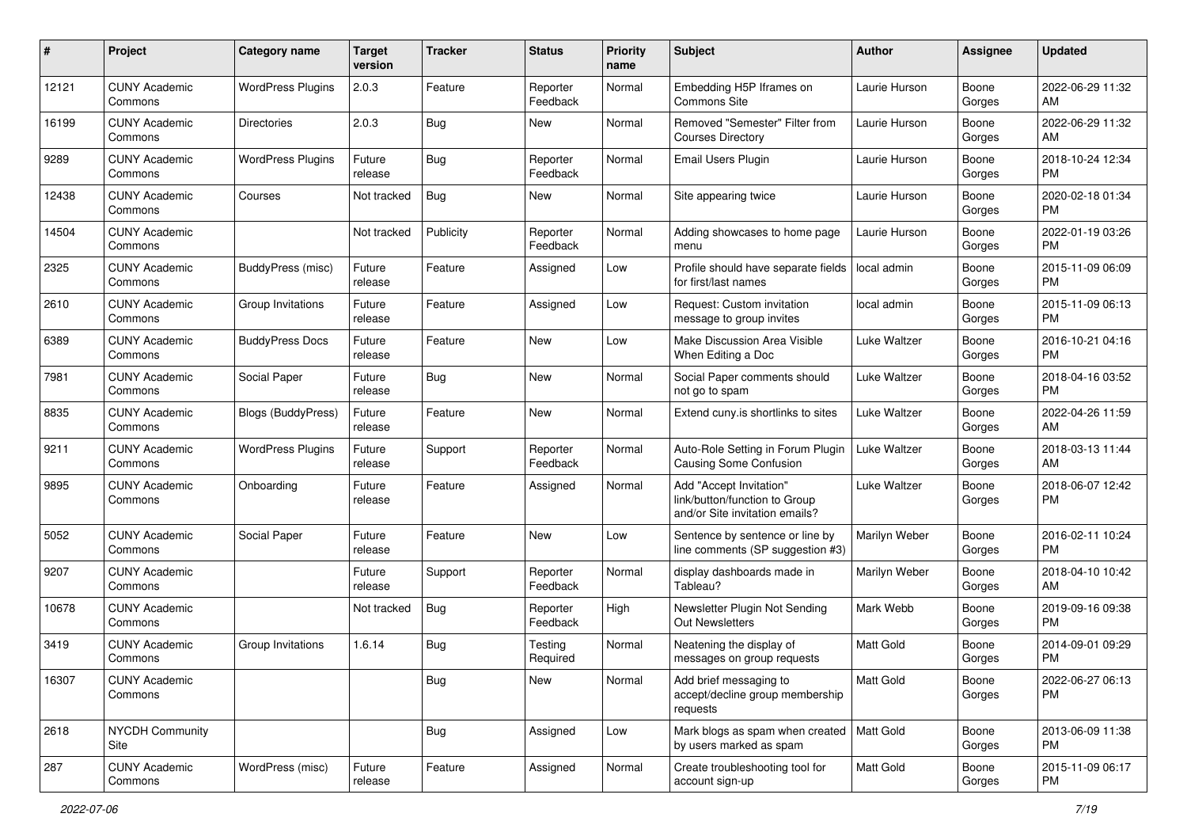| # | Project | Category name | Target version | Tracker | Status | Priority name | Subject | Author | Assignee | Updated |
|---|---|---|---|---|---|---|---|---|---|---|
| 12121 | CUNY Academic Commons | WordPress Plugins | 2.0.3 | Feature | Reporter Feedback | Normal | Embedding H5P Iframes on Commons Site | Laurie Hurson | Boone Gorges | 2022-06-29 11:32 AM |
| 16199 | CUNY Academic Commons | Directories | 2.0.3 | Bug | New | Normal | Removed "Semester" Filter from Courses Directory | Laurie Hurson | Boone Gorges | 2022-06-29 11:32 AM |
| 9289 | CUNY Academic Commons | WordPress Plugins | Future release | Bug | Reporter Feedback | Normal | Email Users Plugin | Laurie Hurson | Boone Gorges | 2018-10-24 12:34 PM |
| 12438 | CUNY Academic Commons | Courses | Not tracked | Bug | New | Normal | Site appearing twice | Laurie Hurson | Boone Gorges | 2020-02-18 01:34 PM |
| 14504 | CUNY Academic Commons | | Not tracked | Publicity | Reporter Feedback | Normal | Adding showcases to home page menu | Laurie Hurson | Boone Gorges | 2022-01-19 03:26 PM |
| 2325 | CUNY Academic Commons | BuddyPress (misc) | Future release | Feature | Assigned | Low | Profile should have separate fields for first/last names | local admin | Boone Gorges | 2015-11-09 06:09 PM |
| 2610 | CUNY Academic Commons | Group Invitations | Future release | Feature | Assigned | Low | Request: Custom invitation message to group invites | local admin | Boone Gorges | 2015-11-09 06:13 PM |
| 6389 | CUNY Academic Commons | BuddyPress Docs | Future release | Feature | New | Low | Make Discussion Area Visible When Editing a Doc | Luke Waltzer | Boone Gorges | 2016-10-21 04:16 PM |
| 7981 | CUNY Academic Commons | Social Paper | Future release | Bug | New | Normal | Social Paper comments should not go to spam | Luke Waltzer | Boone Gorges | 2018-04-16 03:52 PM |
| 8835 | CUNY Academic Commons | Blogs (BuddyPress) | Future release | Feature | New | Normal | Extend cuny.is shortlinks to sites | Luke Waltzer | Boone Gorges | 2022-04-26 11:59 AM |
| 9211 | CUNY Academic Commons | WordPress Plugins | Future release | Support | Reporter Feedback | Normal | Auto-Role Setting in Forum Plugin Causing Some Confusion | Luke Waltzer | Boone Gorges | 2018-03-13 11:44 AM |
| 9895 | CUNY Academic Commons | Onboarding | Future release | Feature | Assigned | Normal | Add "Accept Invitation" link/button/function to Group and/or Site invitation emails? | Luke Waltzer | Boone Gorges | 2018-06-07 12:42 PM |
| 5052 | CUNY Academic Commons | Social Paper | Future release | Feature | New | Low | Sentence by sentence or line by line comments (SP suggestion #3) | Marilyn Weber | Boone Gorges | 2016-02-11 10:24 PM |
| 9207 | CUNY Academic Commons | | Future release | Support | Reporter Feedback | Normal | display dashboards made in Tableau? | Marilyn Weber | Boone Gorges | 2018-04-10 10:42 AM |
| 10678 | CUNY Academic Commons | | Not tracked | Bug | Reporter Feedback | High | Newsletter Plugin Not Sending Out Newsletters | Mark Webb | Boone Gorges | 2019-09-16 09:38 PM |
| 3419 | CUNY Academic Commons | Group Invitations | 1.6.14 | Bug | Testing Required | Normal | Neatening the display of messages on group requests | Matt Gold | Boone Gorges | 2014-09-01 09:29 PM |
| 16307 | CUNY Academic Commons | | | Bug | New | Normal | Add brief messaging to accept/decline group membership requests | Matt Gold | Boone Gorges | 2022-06-27 06:13 PM |
| 2618 | NYCDH Community Site | | | Bug | Assigned | Low | Mark blogs as spam when created by users marked as spam | Matt Gold | Boone Gorges | 2013-06-09 11:38 PM |
| 287 | CUNY Academic Commons | WordPress (misc) | Future release | Feature | Assigned | Normal | Create troubleshooting tool for account sign-up | Matt Gold | Boone Gorges | 2015-11-09 06:17 PM |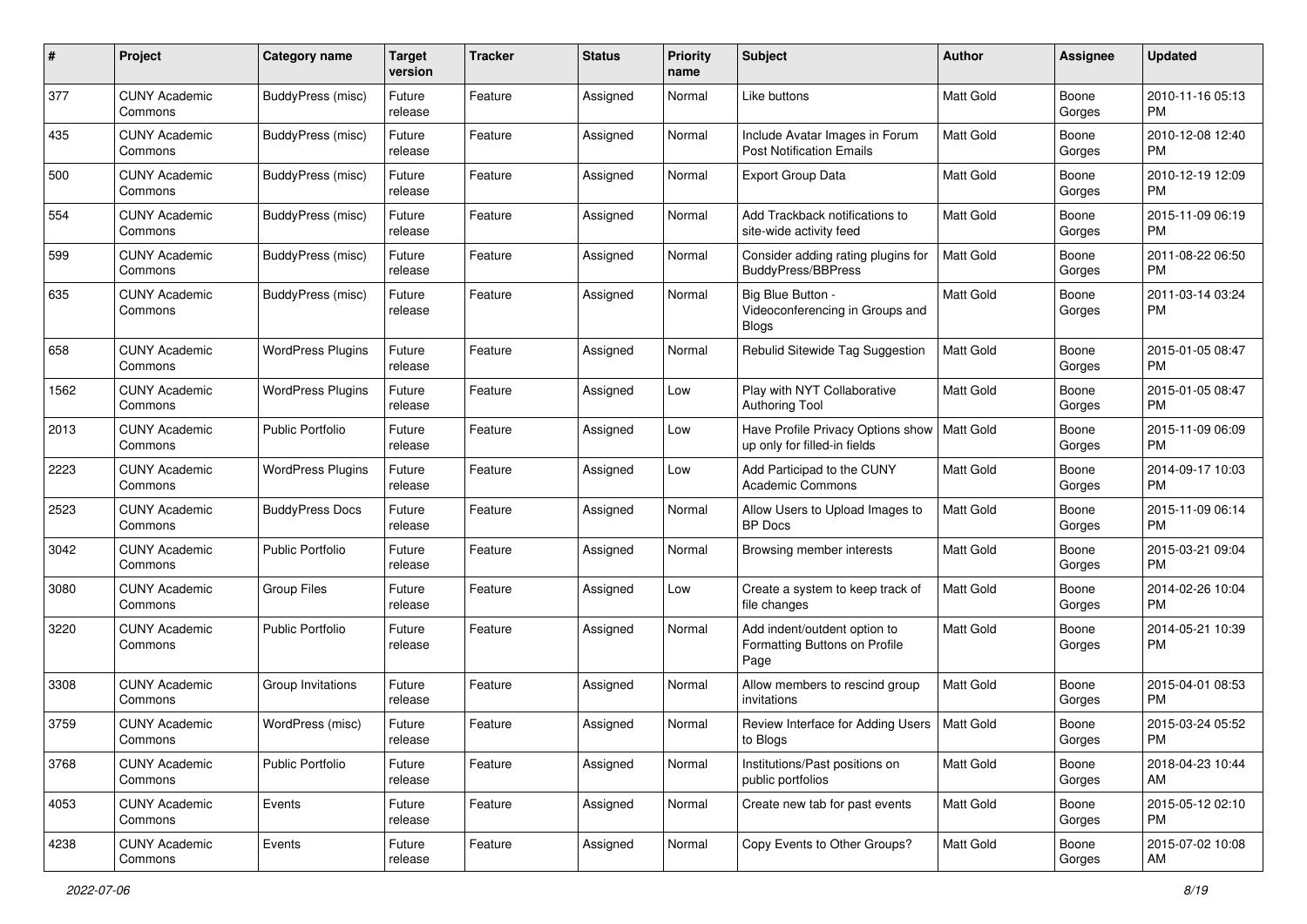| # | Project | Category name | Target version | Tracker | Status | Priority name | Subject | Author | Assignee | Updated |
|---|---|---|---|---|---|---|---|---|---|---|
| 377 | CUNY Academic Commons | BuddyPress (misc) | Future release | Feature | Assigned | Normal | Like buttons | Matt Gold | Boone Gorges | 2010-11-16 05:13 PM |
| 435 | CUNY Academic Commons | BuddyPress (misc) | Future release | Feature | Assigned | Normal | Include Avatar Images in Forum Post Notification Emails | Matt Gold | Boone Gorges | 2010-12-08 12:40 PM |
| 500 | CUNY Academic Commons | BuddyPress (misc) | Future release | Feature | Assigned | Normal | Export Group Data | Matt Gold | Boone Gorges | 2010-12-19 12:09 PM |
| 554 | CUNY Academic Commons | BuddyPress (misc) | Future release | Feature | Assigned | Normal | Add Trackback notifications to site-wide activity feed | Matt Gold | Boone Gorges | 2015-11-09 06:19 PM |
| 599 | CUNY Academic Commons | BuddyPress (misc) | Future release | Feature | Assigned | Normal | Consider adding rating plugins for BuddyPress/BBPress | Matt Gold | Boone Gorges | 2011-08-22 06:50 PM |
| 635 | CUNY Academic Commons | BuddyPress (misc) | Future release | Feature | Assigned | Normal | Big Blue Button - Videoconferencing in Groups and Blogs | Matt Gold | Boone Gorges | 2011-03-14 03:24 PM |
| 658 | CUNY Academic Commons | WordPress Plugins | Future release | Feature | Assigned | Normal | Rebulid Sitewide Tag Suggestion | Matt Gold | Boone Gorges | 2015-01-05 08:47 PM |
| 1562 | CUNY Academic Commons | WordPress Plugins | Future release | Feature | Assigned | Low | Play with NYT Collaborative Authoring Tool | Matt Gold | Boone Gorges | 2015-01-05 08:47 PM |
| 2013 | CUNY Academic Commons | Public Portfolio | Future release | Feature | Assigned | Low | Have Profile Privacy Options show up only for filled-in fields | Matt Gold | Boone Gorges | 2015-11-09 06:09 PM |
| 2223 | CUNY Academic Commons | WordPress Plugins | Future release | Feature | Assigned | Low | Add Participad to the CUNY Academic Commons | Matt Gold | Boone Gorges | 2014-09-17 10:03 PM |
| 2523 | CUNY Academic Commons | BuddyPress Docs | Future release | Feature | Assigned | Normal | Allow Users to Upload Images to BP Docs | Matt Gold | Boone Gorges | 2015-11-09 06:14 PM |
| 3042 | CUNY Academic Commons | Public Portfolio | Future release | Feature | Assigned | Normal | Browsing member interests | Matt Gold | Boone Gorges | 2015-03-21 09:04 PM |
| 3080 | CUNY Academic Commons | Group Files | Future release | Feature | Assigned | Low | Create a system to keep track of file changes | Matt Gold | Boone Gorges | 2014-02-26 10:04 PM |
| 3220 | CUNY Academic Commons | Public Portfolio | Future release | Feature | Assigned | Normal | Add indent/outdent option to Formatting Buttons on Profile Page | Matt Gold | Boone Gorges | 2014-05-21 10:39 PM |
| 3308 | CUNY Academic Commons | Group Invitations | Future release | Feature | Assigned | Normal | Allow members to rescind group invitations | Matt Gold | Boone Gorges | 2015-04-01 08:53 PM |
| 3759 | CUNY Academic Commons | WordPress (misc) | Future release | Feature | Assigned | Normal | Review Interface for Adding Users to Blogs | Matt Gold | Boone Gorges | 2015-03-24 05:52 PM |
| 3768 | CUNY Academic Commons | Public Portfolio | Future release | Feature | Assigned | Normal | Institutions/Past positions on public portfolios | Matt Gold | Boone Gorges | 2018-04-23 10:44 AM |
| 4053 | CUNY Academic Commons | Events | Future release | Feature | Assigned | Normal | Create new tab for past events | Matt Gold | Boone Gorges | 2015-05-12 02:10 PM |
| 4238 | CUNY Academic Commons | Events | Future release | Feature | Assigned | Normal | Copy Events to Other Groups? | Matt Gold | Boone Gorges | 2015-07-02 10:08 AM |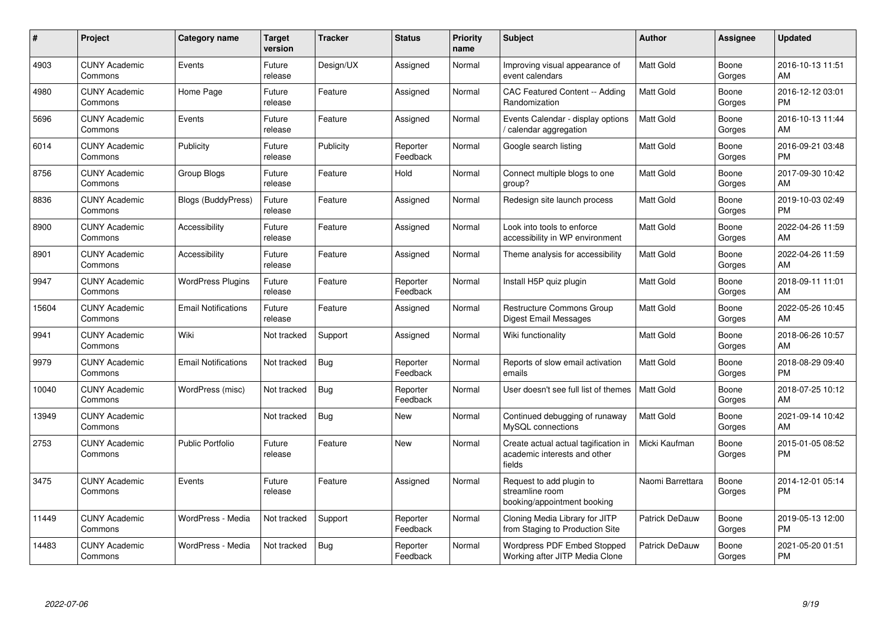| # | Project | Category name | Target version | Tracker | Status | Priority name | Subject | Author | Assignee | Updated |
|---|---|---|---|---|---|---|---|---|---|---|
| 4903 | CUNY Academic Commons | Events | Future release | Design/UX | Assigned | Normal | Improving visual appearance of event calendars | Matt Gold | Boone Gorges | 2016-10-13 11:51 AM |
| 4980 | CUNY Academic Commons | Home Page | Future release | Feature | Assigned | Normal | CAC Featured Content -- Adding Randomization | Matt Gold | Boone Gorges | 2016-12-12 03:01 PM |
| 5696 | CUNY Academic Commons | Events | Future release | Feature | Assigned | Normal | Events Calendar - display options / calendar aggregation | Matt Gold | Boone Gorges | 2016-10-13 11:44 AM |
| 6014 | CUNY Academic Commons | Publicity | Future release | Publicity | Reporter Feedback | Normal | Google search listing | Matt Gold | Boone Gorges | 2016-09-21 03:48 PM |
| 8756 | CUNY Academic Commons | Group Blogs | Future release | Feature | Hold | Normal | Connect multiple blogs to one group? | Matt Gold | Boone Gorges | 2017-09-30 10:42 AM |
| 8836 | CUNY Academic Commons | Blogs (BuddyPress) | Future release | Feature | Assigned | Normal | Redesign site launch process | Matt Gold | Boone Gorges | 2019-10-03 02:49 PM |
| 8900 | CUNY Academic Commons | Accessibility | Future release | Feature | Assigned | Normal | Look into tools to enforce accessibility in WP environment | Matt Gold | Boone Gorges | 2022-04-26 11:59 AM |
| 8901 | CUNY Academic Commons | Accessibility | Future release | Feature | Assigned | Normal | Theme analysis for accessibility | Matt Gold | Boone Gorges | 2022-04-26 11:59 AM |
| 9947 | CUNY Academic Commons | WordPress Plugins | Future release | Feature | Reporter Feedback | Normal | Install H5P quiz plugin | Matt Gold | Boone Gorges | 2018-09-11 11:01 AM |
| 15604 | CUNY Academic Commons | Email Notifications | Future release | Feature | Assigned | Normal | Restructure Commons Group Digest Email Messages | Matt Gold | Boone Gorges | 2022-05-26 10:45 AM |
| 9941 | CUNY Academic Commons | Wiki | Not tracked | Support | Assigned | Normal | Wiki functionality | Matt Gold | Boone Gorges | 2018-06-26 10:57 AM |
| 9979 | CUNY Academic Commons | Email Notifications | Not tracked | Bug | Reporter Feedback | Normal | Reports of slow email activation emails | Matt Gold | Boone Gorges | 2018-08-29 09:40 PM |
| 10040 | CUNY Academic Commons | WordPress (misc) | Not tracked | Bug | Reporter Feedback | Normal | User doesn't see full list of themes | Matt Gold | Boone Gorges | 2018-07-25 10:12 AM |
| 13949 | CUNY Academic Commons | | Not tracked | Bug | New | Normal | Continued debugging of runaway MySQL connections | Matt Gold | Boone Gorges | 2021-09-14 10:42 AM |
| 2753 | CUNY Academic Commons | Public Portfolio | Future release | Feature | New | Normal | Create actual actual tagification in academic interests and other fields | Micki Kaufman | Boone Gorges | 2015-01-05 08:52 PM |
| 3475 | CUNY Academic Commons | Events | Future release | Feature | Assigned | Normal | Request to add plugin to streamline room booking/appointment booking | Naomi Barrettara | Boone Gorges | 2014-12-01 05:14 PM |
| 11449 | CUNY Academic Commons | WordPress - Media | Not tracked | Support | Reporter Feedback | Normal | Cloning Media Library for JITP from Staging to Production Site | Patrick DeDauw | Boone Gorges | 2019-05-13 12:00 PM |
| 14483 | CUNY Academic Commons | WordPress - Media | Not tracked | Bug | Reporter Feedback | Normal | Wordpress PDF Embed Stopped Working after JITP Media Clone | Patrick DeDauw | Boone Gorges | 2021-05-20 01:51 PM |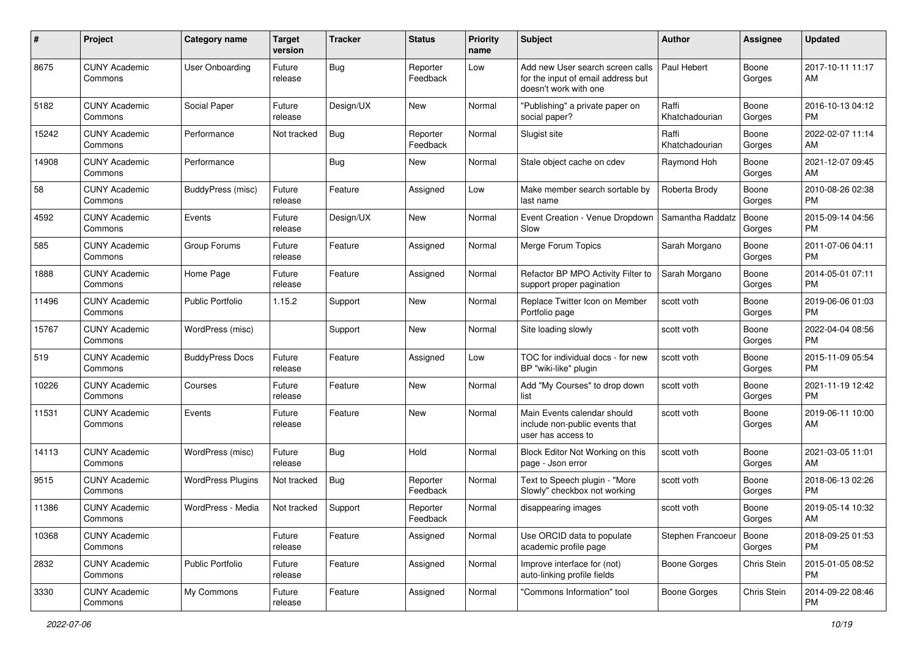| # | Project | Category name | Target version | Tracker | Status | Priority name | Subject | Author | Assignee | Updated |
|---|---|---|---|---|---|---|---|---|---|---|
| 8675 | CUNY Academic Commons | User Onboarding | Future release | Bug | Reporter Feedback | Low | Add new User search screen calls for the input of email address but doesn't work with one | Paul Hebert | Boone Gorges | 2017-10-11 11:17 AM |
| 5182 | CUNY Academic Commons | Social Paper | Future release | Design/UX | New | Normal | "Publishing" a private paper on social paper? | Raffi Khatchadourian | Boone Gorges | 2016-10-13 04:12 PM |
| 15242 | CUNY Academic Commons | Performance | Not tracked | Bug | Reporter Feedback | Normal | Slugist site | Raffi Khatchadourian | Boone Gorges | 2022-02-07 11:14 AM |
| 14908 | CUNY Academic Commons | Performance | | Bug | New | Normal | Stale object cache on cdev | Raymond Hoh | Boone Gorges | 2021-12-07 09:45 AM |
| 58 | CUNY Academic Commons | BuddyPress (misc) | Future release | Feature | Assigned | Low | Make member search sortable by last name | Roberta Brody | Boone Gorges | 2010-08-26 02:38 PM |
| 4592 | CUNY Academic Commons | Events | Future release | Design/UX | New | Normal | Event Creation - Venue Dropdown Slow | Samantha Raddatz | Boone Gorges | 2015-09-14 04:56 PM |
| 585 | CUNY Academic Commons | Group Forums | Future release | Feature | Assigned | Normal | Merge Forum Topics | Sarah Morgano | Boone Gorges | 2011-07-06 04:11 PM |
| 1888 | CUNY Academic Commons | Home Page | Future release | Feature | Assigned | Normal | Refactor BP MPO Activity Filter to support proper pagination | Sarah Morgano | Boone Gorges | 2014-05-01 07:11 PM |
| 11496 | CUNY Academic Commons | Public Portfolio | 1.15.2 | Support | New | Normal | Replace Twitter Icon on Member Portfolio page | scott voth | Boone Gorges | 2019-06-06 01:03 PM |
| 15767 | CUNY Academic Commons | WordPress (misc) | | Support | New | Normal | Site loading slowly | scott voth | Boone Gorges | 2022-04-04 08:56 PM |
| 519 | CUNY Academic Commons | BuddyPress Docs | Future release | Feature | Assigned | Low | TOC for individual docs - for new BP "wiki-like" plugin | scott voth | Boone Gorges | 2015-11-09 05:54 PM |
| 10226 | CUNY Academic Commons | Courses | Future release | Feature | New | Normal | Add "My Courses" to drop down list | scott voth | Boone Gorges | 2021-11-19 12:42 PM |
| 11531 | CUNY Academic Commons | Events | Future release | Feature | New | Normal | Main Events calendar should include non-public events that user has access to | scott voth | Boone Gorges | 2019-06-11 10:00 AM |
| 14113 | CUNY Academic Commons | WordPress (misc) | Future release | Bug | Hold | Normal | Block Editor Not Working on this page - Json error | scott voth | Boone Gorges | 2021-03-05 11:01 AM |
| 9515 | CUNY Academic Commons | WordPress Plugins | Not tracked | Bug | Reporter Feedback | Normal | Text to Speech plugin - "More Slowly" checkbox not working | scott voth | Boone Gorges | 2018-06-13 02:26 PM |
| 11386 | CUNY Academic Commons | WordPress - Media | Not tracked | Support | Reporter Feedback | Normal | disappearing images | scott voth | Boone Gorges | 2019-05-14 10:32 AM |
| 10368 | CUNY Academic Commons | | Future release | Feature | Assigned | Normal | Use ORCID data to populate academic profile page | Stephen Francoeur | Boone Gorges | 2018-09-25 01:53 PM |
| 2832 | CUNY Academic Commons | Public Portfolio | Future release | Feature | Assigned | Normal | Improve interface for (not) auto-linking profile fields | Boone Gorges | Chris Stein | 2015-01-05 08:52 PM |
| 3330 | CUNY Academic Commons | My Commons | Future release | Feature | Assigned | Normal | "Commons Information" tool | Boone Gorges | Chris Stein | 2014-09-22 08:46 PM |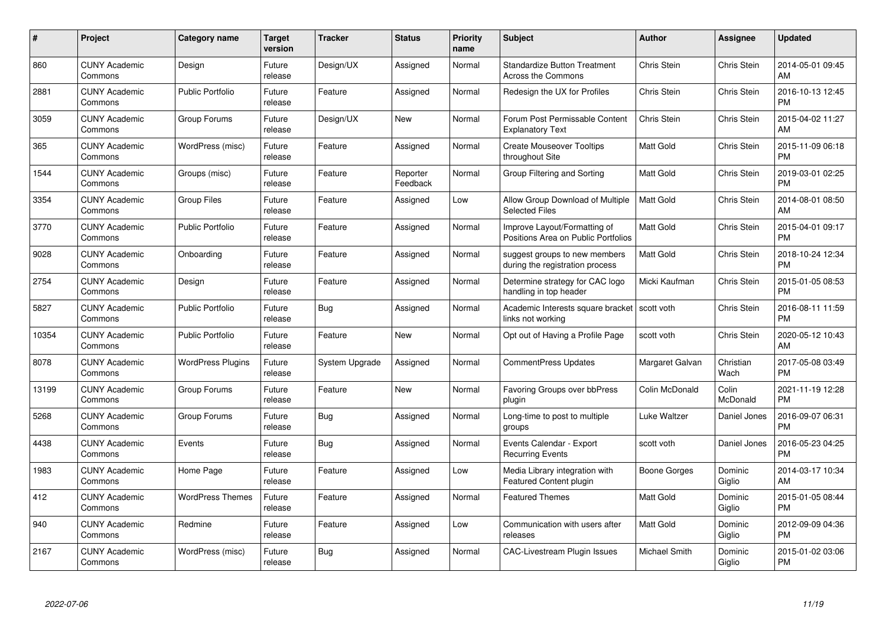| # | Project | Category name | Target version | Tracker | Status | Priority name | Subject | Author | Assignee | Updated |
|---|---|---|---|---|---|---|---|---|---|---|
| 860 | CUNY Academic Commons | Design | Future release | Design/UX | Assigned | Normal | Standardize Button Treatment Across the Commons | Chris Stein | Chris Stein | 2014-05-01 09:45 AM |
| 2881 | CUNY Academic Commons | Public Portfolio | Future release | Feature | Assigned | Normal | Redesign the UX for Profiles | Chris Stein | Chris Stein | 2016-10-13 12:45 PM |
| 3059 | CUNY Academic Commons | Group Forums | Future release | Design/UX | New | Normal | Forum Post Permissable Content Explanatory Text | Chris Stein | Chris Stein | 2015-04-02 11:27 AM |
| 365 | CUNY Academic Commons | WordPress (misc) | Future release | Feature | Assigned | Normal | Create Mouseover Tooltips throughout Site | Matt Gold | Chris Stein | 2015-11-09 06:18 PM |
| 1544 | CUNY Academic Commons | Groups (misc) | Future release | Feature | Reporter Feedback | Normal | Group Filtering and Sorting | Matt Gold | Chris Stein | 2019-03-01 02:25 PM |
| 3354 | CUNY Academic Commons | Group Files | Future release | Feature | Assigned | Low | Allow Group Download of Multiple Selected Files | Matt Gold | Chris Stein | 2014-08-01 08:50 AM |
| 3770 | CUNY Academic Commons | Public Portfolio | Future release | Feature | Assigned | Normal | Improve Layout/Formatting of Positions Area on Public Portfolios | Matt Gold | Chris Stein | 2015-04-01 09:17 PM |
| 9028 | CUNY Academic Commons | Onboarding | Future release | Feature | Assigned | Normal | suggest groups to new members during the registration process | Matt Gold | Chris Stein | 2018-10-24 12:34 PM |
| 2754 | CUNY Academic Commons | Design | Future release | Feature | Assigned | Normal | Determine strategy for CAC logo handling in top header | Micki Kaufman | Chris Stein | 2015-01-05 08:53 PM |
| 5827 | CUNY Academic Commons | Public Portfolio | Future release | Bug | Assigned | Normal | Academic Interests square bracket links not working | scott voth | Chris Stein | 2016-08-11 11:59 PM |
| 10354 | CUNY Academic Commons | Public Portfolio | Future release | Feature | New | Normal | Opt out of Having a Profile Page | scott voth | Chris Stein | 2020-05-12 10:43 AM |
| 8078 | CUNY Academic Commons | WordPress Plugins | Future release | System Upgrade | Assigned | Normal | CommentPress Updates | Margaret Galvan | Christian Wach | 2017-05-08 03:49 PM |
| 13199 | CUNY Academic Commons | Group Forums | Future release | Feature | New | Normal | Favoring Groups over bbPress plugin | Colin McDonald | Colin McDonald | 2021-11-19 12:28 PM |
| 5268 | CUNY Academic Commons | Group Forums | Future release | Bug | Assigned | Normal | Long-time to post to multiple groups | Luke Waltzer | Daniel Jones | 2016-09-07 06:31 PM |
| 4438 | CUNY Academic Commons | Events | Future release | Bug | Assigned | Normal | Events Calendar - Export Recurring Events | scott voth | Daniel Jones | 2016-05-23 04:25 PM |
| 1983 | CUNY Academic Commons | Home Page | Future release | Feature | Assigned | Low | Media Library integration with Featured Content plugin | Boone Gorges | Dominic Giglio | 2014-03-17 10:34 AM |
| 412 | CUNY Academic Commons | WordPress Themes | Future release | Feature | Assigned | Normal | Featured Themes | Matt Gold | Dominic Giglio | 2015-01-05 08:44 PM |
| 940 | CUNY Academic Commons | Redmine | Future release | Feature | Assigned | Low | Communication with users after releases | Matt Gold | Dominic Giglio | 2012-09-09 04:36 PM |
| 2167 | CUNY Academic Commons | WordPress (misc) | Future release | Bug | Assigned | Normal | CAC-Livestream Plugin Issues | Michael Smith | Dominic Giglio | 2015-01-02 03:06 PM |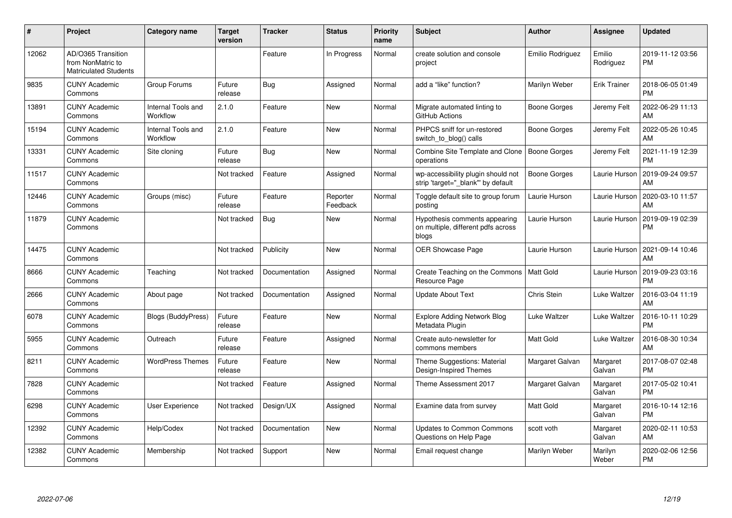| # | Project | Category name | Target version | Tracker | Status | Priority name | Subject | Author | Assignee | Updated |
|---|---|---|---|---|---|---|---|---|---|---|
| 12062 | AD/O365 Transition from NonMatric to Matriculated Students | | | Feature | In Progress | Normal | create solution and console project | Emilio Rodriguez | Emilio Rodriguez | 2019-11-12 03:56 PM |
| 9835 | CUNY Academic Commons | Group Forums | Future release | Bug | Assigned | Normal | add a “like” function? | Marilyn Weber | Erik Trainer | 2018-06-05 01:49 PM |
| 13891 | CUNY Academic Commons | Internal Tools and Workflow | 2.1.0 | Feature | New | Normal | Migrate automated linting to GitHub Actions | Boone Gorges | Jeremy Felt | 2022-06-29 11:13 AM |
| 15194 | CUNY Academic Commons | Internal Tools and Workflow | 2.1.0 | Feature | New | Normal | PHPCS sniff for un-restored switch_to_blog() calls | Boone Gorges | Jeremy Felt | 2022-05-26 10:45 AM |
| 13331 | CUNY Academic Commons | Site cloning | Future release | Bug | New | Normal | Combine Site Template and Clone operations | Boone Gorges | Jeremy Felt | 2021-11-19 12:39 PM |
| 11517 | CUNY Academic Commons | | Not tracked | Feature | Assigned | Normal | wp-accessibility plugin should not strip 'target="_blank"' by default | Boone Gorges | Laurie Hurson | 2019-09-24 09:57 AM |
| 12446 | CUNY Academic Commons | Groups (misc) | Future release | Feature | Reporter Feedback | Normal | Toggle default site to group forum posting | Laurie Hurson | Laurie Hurson | 2020-03-10 11:57 AM |
| 11879 | CUNY Academic Commons | | Not tracked | Bug | New | Normal | Hypothesis comments appearing on multiple, different pdfs across blogs | Laurie Hurson | Laurie Hurson | 2019-09-19 02:39 PM |
| 14475 | CUNY Academic Commons | | Not tracked | Publicity | New | Normal | OER Showcase Page | Laurie Hurson | Laurie Hurson | 2021-09-14 10:46 AM |
| 8666 | CUNY Academic Commons | Teaching | Not tracked | Documentation | Assigned | Normal | Create Teaching on the Commons Resource Page | Matt Gold | Laurie Hurson | 2019-09-23 03:16 PM |
| 2666 | CUNY Academic Commons | About page | Not tracked | Documentation | Assigned | Normal | Update About Text | Chris Stein | Luke Waltzer | 2016-03-04 11:19 AM |
| 6078 | CUNY Academic Commons | Blogs (BuddyPress) | Future release | Feature | New | Normal | Explore Adding Network Blog Metadata Plugin | Luke Waltzer | Luke Waltzer | 2016-10-11 10:29 PM |
| 5955 | CUNY Academic Commons | Outreach | Future release | Feature | Assigned | Normal | Create auto-newsletter for commons members | Matt Gold | Luke Waltzer | 2016-08-30 10:34 AM |
| 8211 | CUNY Academic Commons | WordPress Themes | Future release | Feature | New | Normal | Theme Suggestions: Material Design-Inspired Themes | Margaret Galvan | Margaret Galvan | 2017-08-07 02:48 PM |
| 7828 | CUNY Academic Commons | | Not tracked | Feature | Assigned | Normal | Theme Assessment 2017 | Margaret Galvan | Margaret Galvan | 2017-05-02 10:41 PM |
| 6298 | CUNY Academic Commons | User Experience | Not tracked | Design/UX | Assigned | Normal | Examine data from survey | Matt Gold | Margaret Galvan | 2016-10-14 12:16 PM |
| 12392 | CUNY Academic Commons | Help/Codex | Not tracked | Documentation | New | Normal | Updates to Common Commons Questions on Help Page | scott voth | Margaret Galvan | 2020-02-11 10:53 AM |
| 12382 | CUNY Academic Commons | Membership | Not tracked | Support | New | Normal | Email request change | Marilyn Weber | Marilyn Weber | 2020-02-06 12:56 PM |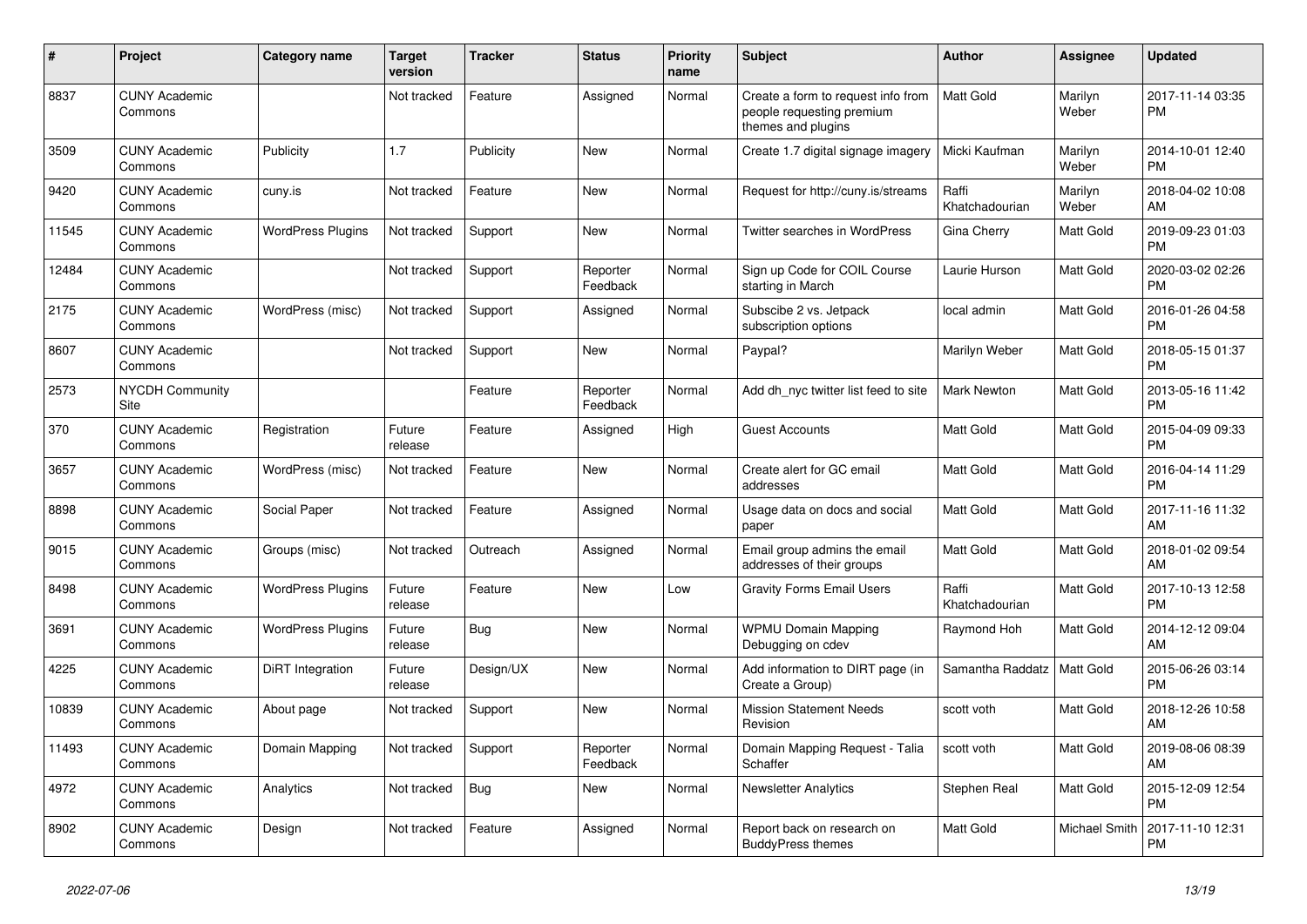| # | Project | Category name | Target version | Tracker | Status | Priority name | Subject | Author | Assignee | Updated |
|---|---|---|---|---|---|---|---|---|---|---|
| 8837 | CUNY Academic Commons | | Not tracked | Feature | Assigned | Normal | Create a form to request info from people requesting premium themes and plugins | Matt Gold | Marilyn Weber | 2017-11-14 03:35 PM |
| 3509 | CUNY Academic Commons | Publicity | 1.7 | Publicity | New | Normal | Create 1.7 digital signage imagery | Micki Kaufman | Marilyn Weber | 2014-10-01 12:40 PM |
| 9420 | CUNY Academic Commons | cuny.is | Not tracked | Feature | New | Normal | Request for http://cuny.is/streams | Raffi Khatchadourian | Marilyn Weber | 2018-04-02 10:08 AM |
| 11545 | CUNY Academic Commons | WordPress Plugins | Not tracked | Support | New | Normal | Twitter searches in WordPress | Gina Cherry | Matt Gold | 2019-09-23 01:03 PM |
| 12484 | CUNY Academic Commons | | Not tracked | Support | Reporter Feedback | Normal | Sign up Code for COIL Course starting in March | Laurie Hurson | Matt Gold | 2020-03-02 02:26 PM |
| 2175 | CUNY Academic Commons | WordPress (misc) | Not tracked | Support | Assigned | Normal | Subscibe 2 vs. Jetpack subscription options | local admin | Matt Gold | 2016-01-26 04:58 PM |
| 8607 | CUNY Academic Commons | | Not tracked | Support | New | Normal | Paypal? | Marilyn Weber | Matt Gold | 2018-05-15 01:37 PM |
| 2573 | NYCDH Community Site | | | Feature | Reporter Feedback | Normal | Add dh_nyc twitter list feed to site | Mark Newton | Matt Gold | 2013-05-16 11:42 PM |
| 370 | CUNY Academic Commons | Registration | Future release | Feature | Assigned | High | Guest Accounts | Matt Gold | Matt Gold | 2015-04-09 09:33 PM |
| 3657 | CUNY Academic Commons | WordPress (misc) | Not tracked | Feature | New | Normal | Create alert for GC email addresses | Matt Gold | Matt Gold | 2016-04-14 11:29 PM |
| 8898 | CUNY Academic Commons | Social Paper | Not tracked | Feature | Assigned | Normal | Usage data on docs and social paper | Matt Gold | Matt Gold | 2017-11-16 11:32 AM |
| 9015 | CUNY Academic Commons | Groups (misc) | Not tracked | Outreach | Assigned | Normal | Email group admins the email addresses of their groups | Matt Gold | Matt Gold | 2018-01-02 09:54 AM |
| 8498 | CUNY Academic Commons | WordPress Plugins | Future release | Feature | New | Low | Gravity Forms Email Users | Raffi Khatchadourian | Matt Gold | 2017-10-13 12:58 PM |
| 3691 | CUNY Academic Commons | WordPress Plugins | Future release | Bug | New | Normal | WPMU Domain Mapping Debugging on cdev | Raymond Hoh | Matt Gold | 2014-12-12 09:04 AM |
| 4225 | CUNY Academic Commons | DiRT Integration | Future release | Design/UX | New | Normal | Add information to DIRT page (in Create a Group) | Samantha Raddatz | Matt Gold | 2015-06-26 03:14 PM |
| 10839 | CUNY Academic Commons | About page | Not tracked | Support | New | Normal | Mission Statement Needs Revision | scott voth | Matt Gold | 2018-12-26 10:58 AM |
| 11493 | CUNY Academic Commons | Domain Mapping | Not tracked | Support | Reporter Feedback | Normal | Domain Mapping Request - Talia Schaffer | scott voth | Matt Gold | 2019-08-06 08:39 AM |
| 4972 | CUNY Academic Commons | Analytics | Not tracked | Bug | New | Normal | Newsletter Analytics | Stephen Real | Matt Gold | 2015-12-09 12:54 PM |
| 8902 | CUNY Academic Commons | Design | Not tracked | Feature | Assigned | Normal | Report back on research on BuddyPress themes | Matt Gold | Michael Smith | 2017-11-10 12:31 PM |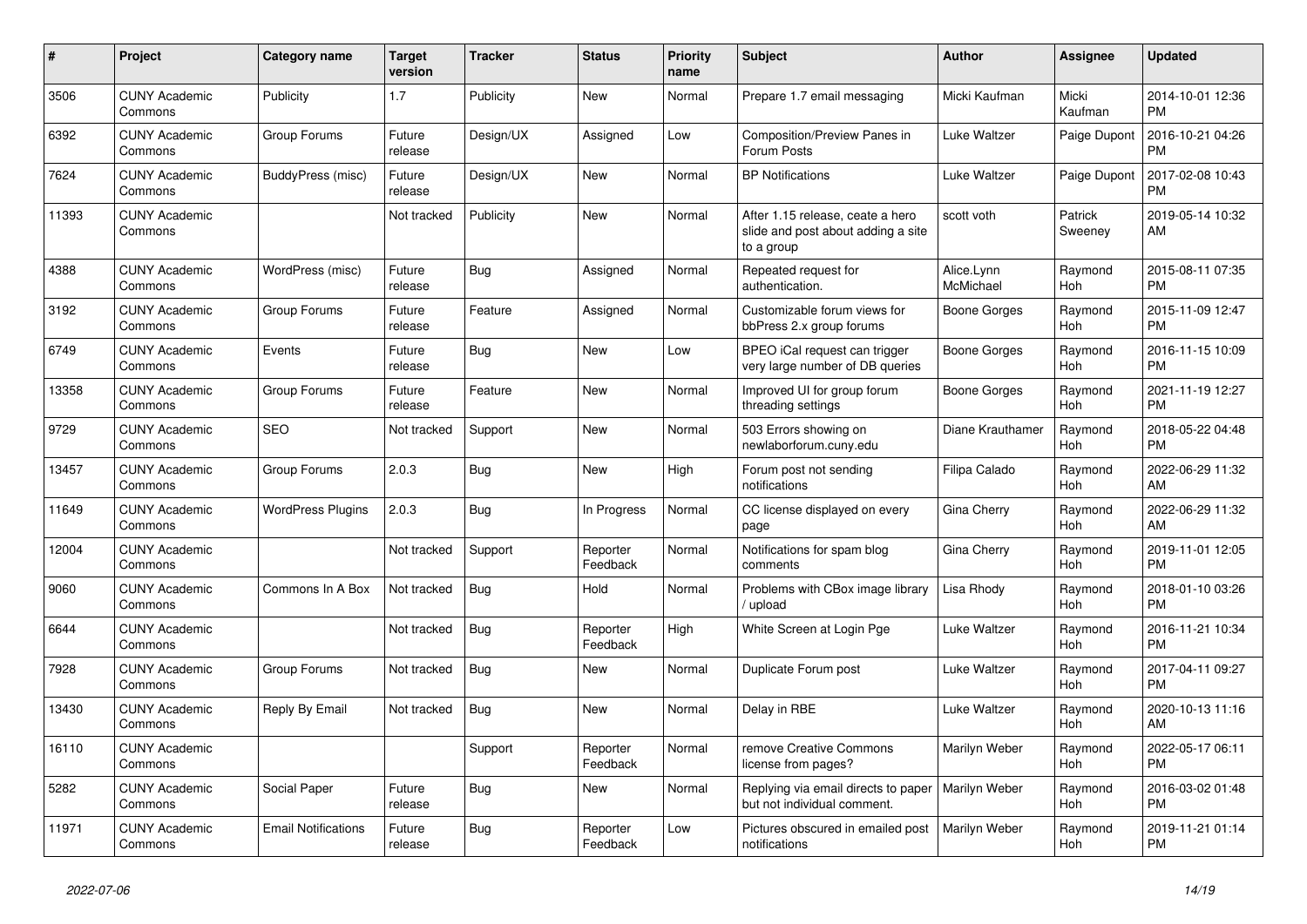| # | Project | Category name | Target version | Tracker | Status | Priority name | Subject | Author | Assignee | Updated |
|---|---|---|---|---|---|---|---|---|---|---|
| 3506 | CUNY Academic Commons | Publicity | 1.7 | Publicity | New | Normal | Prepare 1.7 email messaging | Micki Kaufman | Micki Kaufman | 2014-10-01 12:36 PM |
| 6392 | CUNY Academic Commons | Group Forums | Future release | Design/UX | Assigned | Low | Composition/Preview Panes in Forum Posts | Luke Waltzer | Paige Dupont | 2016-10-21 04:26 PM |
| 7624 | CUNY Academic Commons | BuddyPress (misc) | Future release | Design/UX | New | Normal | BP Notifications | Luke Waltzer | Paige Dupont | 2017-02-08 10:43 PM |
| 11393 | CUNY Academic Commons | | Not tracked | Publicity | New | Normal | After 1.15 release, ceate a hero slide and post about adding a site to a group | scott voth | Patrick Sweeney | 2019-05-14 10:32 AM |
| 4388 | CUNY Academic Commons | WordPress (misc) | Future release | Bug | Assigned | Normal | Repeated request for authentication. | Alice.Lynn McMichael | Raymond Hoh | 2015-08-11 07:35 PM |
| 3192 | CUNY Academic Commons | Group Forums | Future release | Feature | Assigned | Normal | Customizable forum views for bbPress 2.x group forums | Boone Gorges | Raymond Hoh | 2015-11-09 12:47 PM |
| 6749 | CUNY Academic Commons | Events | Future release | Bug | New | Low | BPEO iCal request can trigger very large number of DB queries | Boone Gorges | Raymond Hoh | 2016-11-15 10:09 PM |
| 13358 | CUNY Academic Commons | Group Forums | Future release | Feature | New | Normal | Improved UI for group forum threading settings | Boone Gorges | Raymond Hoh | 2021-11-19 12:27 PM |
| 9729 | CUNY Academic Commons | SEO | Not tracked | Support | New | Normal | 503 Errors showing on newlaborforum.cuny.edu | Diane Krauthamer | Raymond Hoh | 2018-05-22 04:48 PM |
| 13457 | CUNY Academic Commons | Group Forums | 2.0.3 | Bug | New | High | Forum post not sending notifications | Filipa Calado | Raymond Hoh | 2022-06-29 11:32 AM |
| 11649 | CUNY Academic Commons | WordPress Plugins | 2.0.3 | Bug | In Progress | Normal | CC license displayed on every page | Gina Cherry | Raymond Hoh | 2022-06-29 11:32 AM |
| 12004 | CUNY Academic Commons | | Not tracked | Support | Reporter Feedback | Normal | Notifications for spam blog comments | Gina Cherry | Raymond Hoh | 2019-11-01 12:05 PM |
| 9060 | CUNY Academic Commons | Commons In A Box | Not tracked | Bug | Hold | Normal | Problems with CBox image library / upload | Lisa Rhody | Raymond Hoh | 2018-01-10 03:26 PM |
| 6644 | CUNY Academic Commons | | Not tracked | Bug | Reporter Feedback | High | White Screen at Login Pge | Luke Waltzer | Raymond Hoh | 2016-11-21 10:34 PM |
| 7928 | CUNY Academic Commons | Group Forums | Not tracked | Bug | New | Normal | Duplicate Forum post | Luke Waltzer | Raymond Hoh | 2017-04-11 09:27 PM |
| 13430 | CUNY Academic Commons | Reply By Email | Not tracked | Bug | New | Normal | Delay in RBE | Luke Waltzer | Raymond Hoh | 2020-10-13 11:16 AM |
| 16110 | CUNY Academic Commons | | | Support | Reporter Feedback | Normal | remove Creative Commons license from pages? | Marilyn Weber | Raymond Hoh | 2022-05-17 06:11 PM |
| 5282 | CUNY Academic Commons | Social Paper | Future release | Bug | New | Normal | Replying via email directs to paper but not individual comment. | Marilyn Weber | Raymond Hoh | 2016-03-02 01:48 PM |
| 11971 | CUNY Academic Commons | Email Notifications | Future release | Bug | Reporter Feedback | Low | Pictures obscured in emailed post notifications | Marilyn Weber | Raymond Hoh | 2019-11-21 01:14 PM |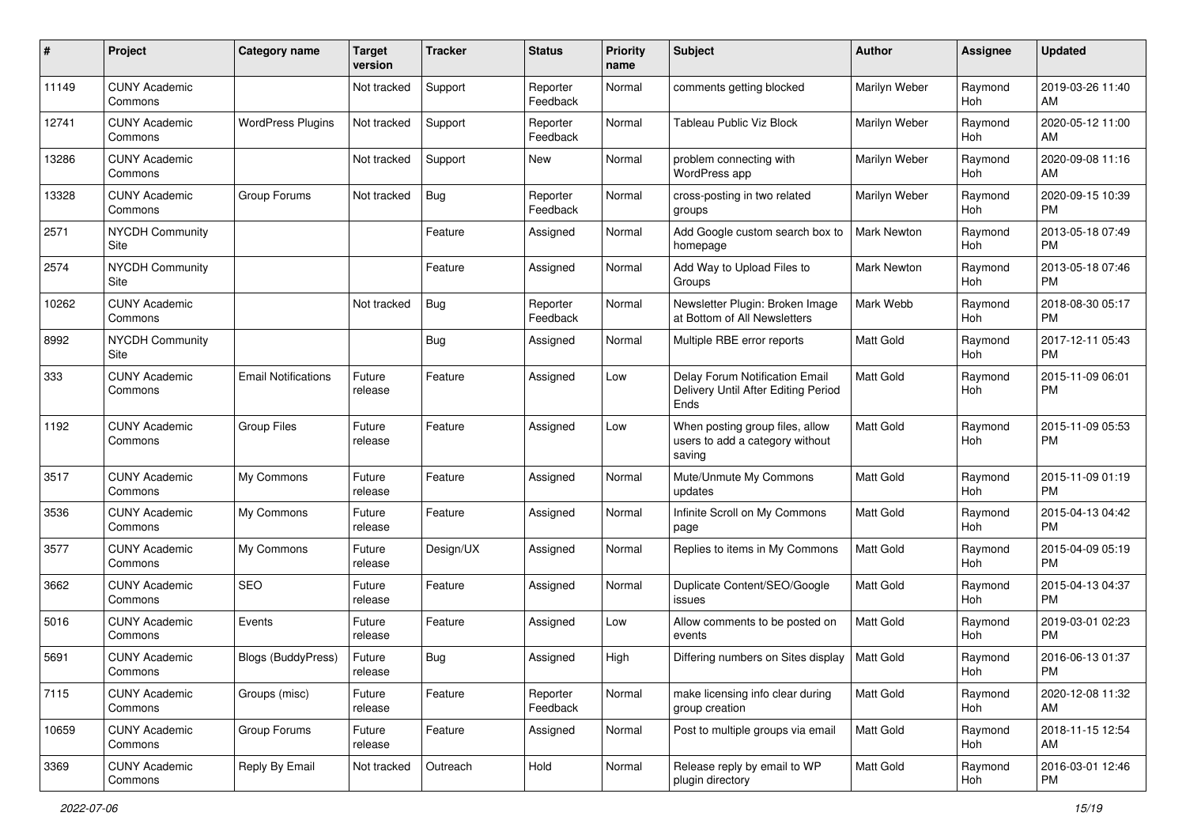| # | Project | Category name | Target version | Tracker | Status | Priority name | Subject | Author | Assignee | Updated |
|---|---|---|---|---|---|---|---|---|---|---|
| 11149 | CUNY Academic Commons | | Not tracked | Support | Reporter Feedback | Normal | comments getting blocked | Marilyn Weber | Raymond Hoh | 2019-03-26 11:40 AM |
| 12741 | CUNY Academic Commons | WordPress Plugins | Not tracked | Support | Reporter Feedback | Normal | Tableau Public Viz Block | Marilyn Weber | Raymond Hoh | 2020-05-12 11:00 AM |
| 13286 | CUNY Academic Commons | | Not tracked | Support | New | Normal | problem connecting with WordPress app | Marilyn Weber | Raymond Hoh | 2020-09-08 11:16 AM |
| 13328 | CUNY Academic Commons | Group Forums | Not tracked | Bug | Reporter Feedback | Normal | cross-posting in two related groups | Marilyn Weber | Raymond Hoh | 2020-09-15 10:39 PM |
| 2571 | NYCDH Community Site | | | Feature | Assigned | Normal | Add Google custom search box to homepage | Mark Newton | Raymond Hoh | 2013-05-18 07:49 PM |
| 2574 | NYCDH Community Site | | | Feature | Assigned | Normal | Add Way to Upload Files to Groups | Mark Newton | Raymond Hoh | 2013-05-18 07:46 PM |
| 10262 | CUNY Academic Commons | | Not tracked | Bug | Reporter Feedback | Normal | Newsletter Plugin: Broken Image at Bottom of All Newsletters | Mark Webb | Raymond Hoh | 2018-08-30 05:17 PM |
| 8992 | NYCDH Community Site | | | Bug | Assigned | Normal | Multiple RBE error reports | Matt Gold | Raymond Hoh | 2017-12-11 05:43 PM |
| 333 | CUNY Academic Commons | Email Notifications | Future release | Feature | Assigned | Low | Delay Forum Notification Email Delivery Until After Editing Period Ends | Matt Gold | Raymond Hoh | 2015-11-09 06:01 PM |
| 1192 | CUNY Academic Commons | Group Files | Future release | Feature | Assigned | Low | When posting group files, allow users to add a category without saving | Matt Gold | Raymond Hoh | 2015-11-09 05:53 PM |
| 3517 | CUNY Academic Commons | My Commons | Future release | Feature | Assigned | Normal | Mute/Unmute My Commons updates | Matt Gold | Raymond Hoh | 2015-11-09 01:19 PM |
| 3536 | CUNY Academic Commons | My Commons | Future release | Feature | Assigned | Normal | Infinite Scroll on My Commons page | Matt Gold | Raymond Hoh | 2015-04-13 04:42 PM |
| 3577 | CUNY Academic Commons | My Commons | Future release | Design/UX | Assigned | Normal | Replies to items in My Commons | Matt Gold | Raymond Hoh | 2015-04-09 05:19 PM |
| 3662 | CUNY Academic Commons | SEO | Future release | Feature | Assigned | Normal | Duplicate Content/SEO/Google issues | Matt Gold | Raymond Hoh | 2015-04-13 04:37 PM |
| 5016 | CUNY Academic Commons | Events | Future release | Feature | Assigned | Low | Allow comments to be posted on events | Matt Gold | Raymond Hoh | 2019-03-01 02:23 PM |
| 5691 | CUNY Academic Commons | Blogs (BuddyPress) | Future release | Bug | Assigned | High | Differing numbers on Sites display | Matt Gold | Raymond Hoh | 2016-06-13 01:37 PM |
| 7115 | CUNY Academic Commons | Groups (misc) | Future release | Feature | Reporter Feedback | Normal | make licensing info clear during group creation | Matt Gold | Raymond Hoh | 2020-12-08 11:32 AM |
| 10659 | CUNY Academic Commons | Group Forums | Future release | Feature | Assigned | Normal | Post to multiple groups via email | Matt Gold | Raymond Hoh | 2018-11-15 12:54 AM |
| 3369 | CUNY Academic Commons | Reply By Email | Not tracked | Outreach | Hold | Normal | Release reply by email to WP plugin directory | Matt Gold | Raymond Hoh | 2016-03-01 12:46 PM |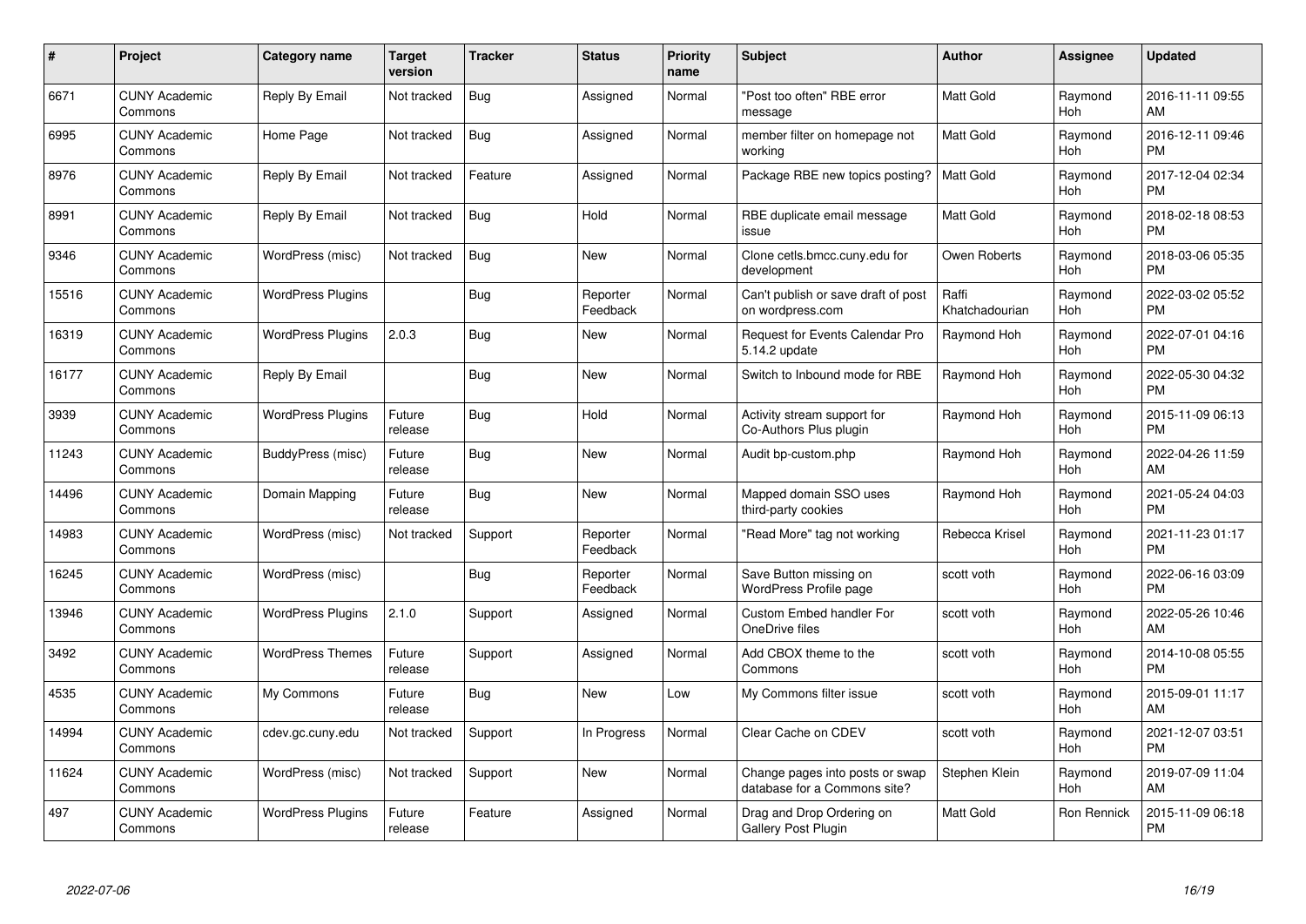| # | Project | Category name | Target version | Tracker | Status | Priority name | Subject | Author | Assignee | Updated |
|---|---|---|---|---|---|---|---|---|---|---|
| 6671 | CUNY Academic Commons | Reply By Email | Not tracked | Bug | Assigned | Normal | "Post too often" RBE error message | Matt Gold | Raymond Hoh | 2016-11-11 09:55 AM |
| 6995 | CUNY Academic Commons | Home Page | Not tracked | Bug | Assigned | Normal | member filter on homepage not working | Matt Gold | Raymond Hoh | 2016-12-11 09:46 PM |
| 8976 | CUNY Academic Commons | Reply By Email | Not tracked | Feature | Assigned | Normal | Package RBE new topics posting? | Matt Gold | Raymond Hoh | 2017-12-04 02:34 PM |
| 8991 | CUNY Academic Commons | Reply By Email | Not tracked | Bug | Hold | Normal | RBE duplicate email message issue | Matt Gold | Raymond Hoh | 2018-02-18 08:53 PM |
| 9346 | CUNY Academic Commons | WordPress (misc) | Not tracked | Bug | New | Normal | Clone cetls.bmcc.cuny.edu for development | Owen Roberts | Raymond Hoh | 2018-03-06 05:35 PM |
| 15516 | CUNY Academic Commons | WordPress Plugins | | Bug | Reporter Feedback | Normal | Can't publish or save draft of post on wordpress.com | Raffi Khatchadourian | Raymond Hoh | 2022-03-02 05:52 PM |
| 16319 | CUNY Academic Commons | WordPress Plugins | 2.0.3 | Bug | New | Normal | Request for Events Calendar Pro 5.14.2 update | Raymond Hoh | Raymond Hoh | 2022-07-01 04:16 PM |
| 16177 | CUNY Academic Commons | Reply By Email | | Bug | New | Normal | Switch to Inbound mode for RBE | Raymond Hoh | Raymond Hoh | 2022-05-30 04:32 PM |
| 3939 | CUNY Academic Commons | WordPress Plugins | Future release | Bug | Hold | Normal | Activity stream support for Co-Authors Plus plugin | Raymond Hoh | Raymond Hoh | 2015-11-09 06:13 PM |
| 11243 | CUNY Academic Commons | BuddyPress (misc) | Future release | Bug | New | Normal | Audit bp-custom.php | Raymond Hoh | Raymond Hoh | 2022-04-26 11:59 AM |
| 14496 | CUNY Academic Commons | Domain Mapping | Future release | Bug | New | Normal | Mapped domain SSO uses third-party cookies | Raymond Hoh | Raymond Hoh | 2021-05-24 04:03 PM |
| 14983 | CUNY Academic Commons | WordPress (misc) | Not tracked | Support | Reporter Feedback | Normal | "Read More" tag not working | Rebecca Krisel | Raymond Hoh | 2021-11-23 01:17 PM |
| 16245 | CUNY Academic Commons | WordPress (misc) | | Bug | Reporter Feedback | Normal | Save Button missing on WordPress Profile page | scott voth | Raymond Hoh | 2022-06-16 03:09 PM |
| 13946 | CUNY Academic Commons | WordPress Plugins | 2.1.0 | Support | Assigned | Normal | Custom Embed handler For OneDrive files | scott voth | Raymond Hoh | 2022-05-26 10:46 AM |
| 3492 | CUNY Academic Commons | WordPress Themes | Future release | Support | Assigned | Normal | Add CBOX theme to the Commons | scott voth | Raymond Hoh | 2014-10-08 05:55 PM |
| 4535 | CUNY Academic Commons | My Commons | Future release | Bug | New | Low | My Commons filter issue | scott voth | Raymond Hoh | 2015-09-01 11:17 AM |
| 14994 | CUNY Academic Commons | cdev.gc.cuny.edu | Not tracked | Support | In Progress | Normal | Clear Cache on CDEV | scott voth | Raymond Hoh | 2021-12-07 03:51 PM |
| 11624 | CUNY Academic Commons | WordPress (misc) | Not tracked | Support | New | Normal | Change pages into posts or swap database for a Commons site? | Stephen Klein | Raymond Hoh | 2019-07-09 11:04 AM |
| 497 | CUNY Academic Commons | WordPress Plugins | Future release | Feature | Assigned | Normal | Drag and Drop Ordering on Gallery Post Plugin | Matt Gold | Ron Rennick | 2015-11-09 06:18 PM |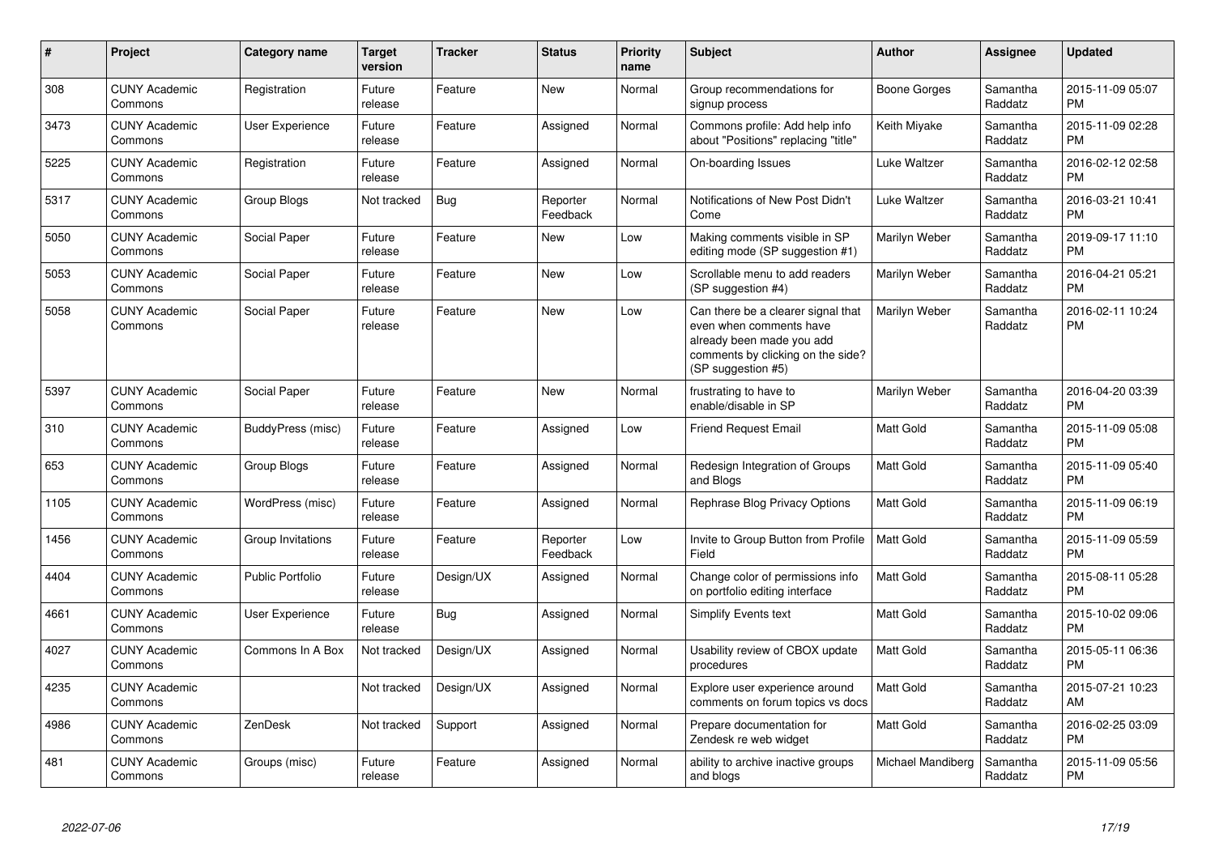| # | Project | Category name | Target version | Tracker | Status | Priority name | Subject | Author | Assignee | Updated |
|---|---|---|---|---|---|---|---|---|---|---|
| 308 | CUNY Academic Commons | Registration | Future release | Feature | New | Normal | Group recommendations for signup process | Boone Gorges | Samantha Raddatz | 2015-11-09 05:07 PM |
| 3473 | CUNY Academic Commons | User Experience | Future release | Feature | Assigned | Normal | Commons profile: Add help info about "Positions" replacing "title" | Keith Miyake | Samantha Raddatz | 2015-11-09 02:28 PM |
| 5225 | CUNY Academic Commons | Registration | Future release | Feature | Assigned | Normal | On-boarding Issues | Luke Waltzer | Samantha Raddatz | 2016-02-12 02:58 PM |
| 5317 | CUNY Academic Commons | Group Blogs | Not tracked | Bug | Reporter Feedback | Normal | Notifications of New Post Didn't Come | Luke Waltzer | Samantha Raddatz | 2016-03-21 10:41 PM |
| 5050 | CUNY Academic Commons | Social Paper | Future release | Feature | New | Low | Making comments visible in SP editing mode (SP suggestion #1) | Marilyn Weber | Samantha Raddatz | 2019-09-17 11:10 PM |
| 5053 | CUNY Academic Commons | Social Paper | Future release | Feature | New | Low | Scrollable menu to add readers (SP suggestion #4) | Marilyn Weber | Samantha Raddatz | 2016-04-21 05:21 PM |
| 5058 | CUNY Academic Commons | Social Paper | Future release | Feature | New | Low | Can there be a clearer signal that even when comments have already been made you add comments by clicking on the side? (SP suggestion #5) | Marilyn Weber | Samantha Raddatz | 2016-02-11 10:24 PM |
| 5397 | CUNY Academic Commons | Social Paper | Future release | Feature | New | Normal | frustrating to have to enable/disable in SP | Marilyn Weber | Samantha Raddatz | 2016-04-20 03:39 PM |
| 310 | CUNY Academic Commons | BuddyPress (misc) | Future release | Feature | Assigned | Low | Friend Request Email | Matt Gold | Samantha Raddatz | 2015-11-09 05:08 PM |
| 653 | CUNY Academic Commons | Group Blogs | Future release | Feature | Assigned | Normal | Redesign Integration of Groups and Blogs | Matt Gold | Samantha Raddatz | 2015-11-09 05:40 PM |
| 1105 | CUNY Academic Commons | WordPress (misc) | Future release | Feature | Assigned | Normal | Rephrase Blog Privacy Options | Matt Gold | Samantha Raddatz | 2015-11-09 06:19 PM |
| 1456 | CUNY Academic Commons | Group Invitations | Future release | Feature | Reporter Feedback | Low | Invite to Group Button from Profile Field | Matt Gold | Samantha Raddatz | 2015-11-09 05:59 PM |
| 4404 | CUNY Academic Commons | Public Portfolio | Future release | Design/UX | Assigned | Normal | Change color of permissions info on portfolio editing interface | Matt Gold | Samantha Raddatz | 2015-08-11 05:28 PM |
| 4661 | CUNY Academic Commons | User Experience | Future release | Bug | Assigned | Normal | Simplify Events text | Matt Gold | Samantha Raddatz | 2015-10-02 09:06 PM |
| 4027 | CUNY Academic Commons | Commons In A Box | Not tracked | Design/UX | Assigned | Normal | Usability review of CBOX update procedures | Matt Gold | Samantha Raddatz | 2015-05-11 06:36 PM |
| 4235 | CUNY Academic Commons | | Not tracked | Design/UX | Assigned | Normal | Explore user experience around comments on forum topics vs docs | Matt Gold | Samantha Raddatz | 2015-07-21 10:23 AM |
| 4986 | CUNY Academic Commons | ZenDesk | Not tracked | Support | Assigned | Normal | Prepare documentation for Zendesk re web widget | Matt Gold | Samantha Raddatz | 2016-02-25 03:09 PM |
| 481 | CUNY Academic Commons | Groups (misc) | Future release | Feature | Assigned | Normal | ability to archive inactive groups and blogs | Michael Mandiberg | Samantha Raddatz | 2015-11-09 05:56 PM |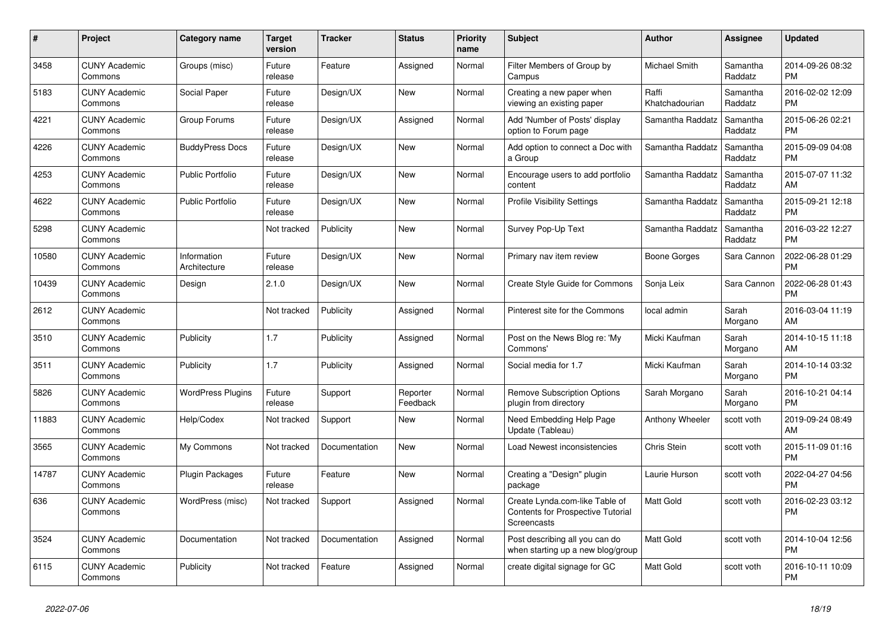| # | Project | Category name | Target version | Tracker | Status | Priority name | Subject | Author | Assignee | Updated |
|---|---|---|---|---|---|---|---|---|---|---|
| 3458 | CUNY Academic Commons | Groups (misc) | Future release | Feature | Assigned | Normal | Filter Members of Group by Campus | Michael Smith | Samantha Raddatz | 2014-09-26 08:32 PM |
| 5183 | CUNY Academic Commons | Social Paper | Future release | Design/UX | New | Normal | Creating a new paper when viewing an existing paper | Raffi Khatchadourian | Samantha Raddatz | 2016-02-02 12:09 PM |
| 4221 | CUNY Academic Commons | Group Forums | Future release | Design/UX | Assigned | Normal | Add 'Number of Posts' display option to Forum page | Samantha Raddatz | Samantha Raddatz | 2015-06-26 02:21 PM |
| 4226 | CUNY Academic Commons | BuddyPress Docs | Future release | Design/UX | New | Normal | Add option to connect a Doc with a Group | Samantha Raddatz | Samantha Raddatz | 2015-09-09 04:08 PM |
| 4253 | CUNY Academic Commons | Public Portfolio | Future release | Design/UX | New | Normal | Encourage users to add portfolio content | Samantha Raddatz | Samantha Raddatz | 2015-07-07 11:32 AM |
| 4622 | CUNY Academic Commons | Public Portfolio | Future release | Design/UX | New | Normal | Profile Visibility Settings | Samantha Raddatz | Samantha Raddatz | 2015-09-21 12:18 PM |
| 5298 | CUNY Academic Commons | | Not tracked | Publicity | New | Normal | Survey Pop-Up Text | Samantha Raddatz | Samantha Raddatz | 2016-03-22 12:27 PM |
| 10580 | CUNY Academic Commons | Information Architecture | Future release | Design/UX | New | Normal | Primary nav item review | Boone Gorges | Sara Cannon | 2022-06-28 01:29 PM |
| 10439 | CUNY Academic Commons | Design | 2.1.0 | Design/UX | New | Normal | Create Style Guide for Commons | Sonja Leix | Sara Cannon | 2022-06-28 01:43 PM |
| 2612 | CUNY Academic Commons | | Not tracked | Publicity | Assigned | Normal | Pinterest site for the Commons | local admin | Sarah Morgano | 2016-03-04 11:19 AM |
| 3510 | CUNY Academic Commons | Publicity | 1.7 | Publicity | Assigned | Normal | Post on the News Blog re: 'My Commons' | Micki Kaufman | Sarah Morgano | 2014-10-15 11:18 AM |
| 3511 | CUNY Academic Commons | Publicity | 1.7 | Publicity | Assigned | Normal | Social media for 1.7 | Micki Kaufman | Sarah Morgano | 2014-10-14 03:32 PM |
| 5826 | CUNY Academic Commons | WordPress Plugins | Future release | Support | Reporter Feedback | Normal | Remove Subscription Options plugin from directory | Sarah Morgano | Sarah Morgano | 2016-10-21 04:14 PM |
| 11883 | CUNY Academic Commons | Help/Codex | Not tracked | Support | New | Normal | Need Embedding Help Page Update (Tableau) | Anthony Wheeler | scott voth | 2019-09-24 08:49 AM |
| 3565 | CUNY Academic Commons | My Commons | Not tracked | Documentation | New | Normal | Load Newest inconsistencies | Chris Stein | scott voth | 2015-11-09 01:16 PM |
| 14787 | CUNY Academic Commons | Plugin Packages | Future release | Feature | New | Normal | Creating a "Design" plugin package | Laurie Hurson | scott voth | 2022-04-27 04:56 PM |
| 636 | CUNY Academic Commons | WordPress (misc) | Not tracked | Support | Assigned | Normal | Create Lynda.com-like Table of Contents for Prospective Tutorial Screencasts | Matt Gold | scott voth | 2016-02-23 03:12 PM |
| 3524 | CUNY Academic Commons | Documentation | Not tracked | Documentation | Assigned | Normal | Post describing all you can do when starting up a new blog/group | Matt Gold | scott voth | 2014-10-04 12:56 PM |
| 6115 | CUNY Academic Commons | Publicity | Not tracked | Feature | Assigned | Normal | create digital signage for GC | Matt Gold | scott voth | 2016-10-11 10:09 PM |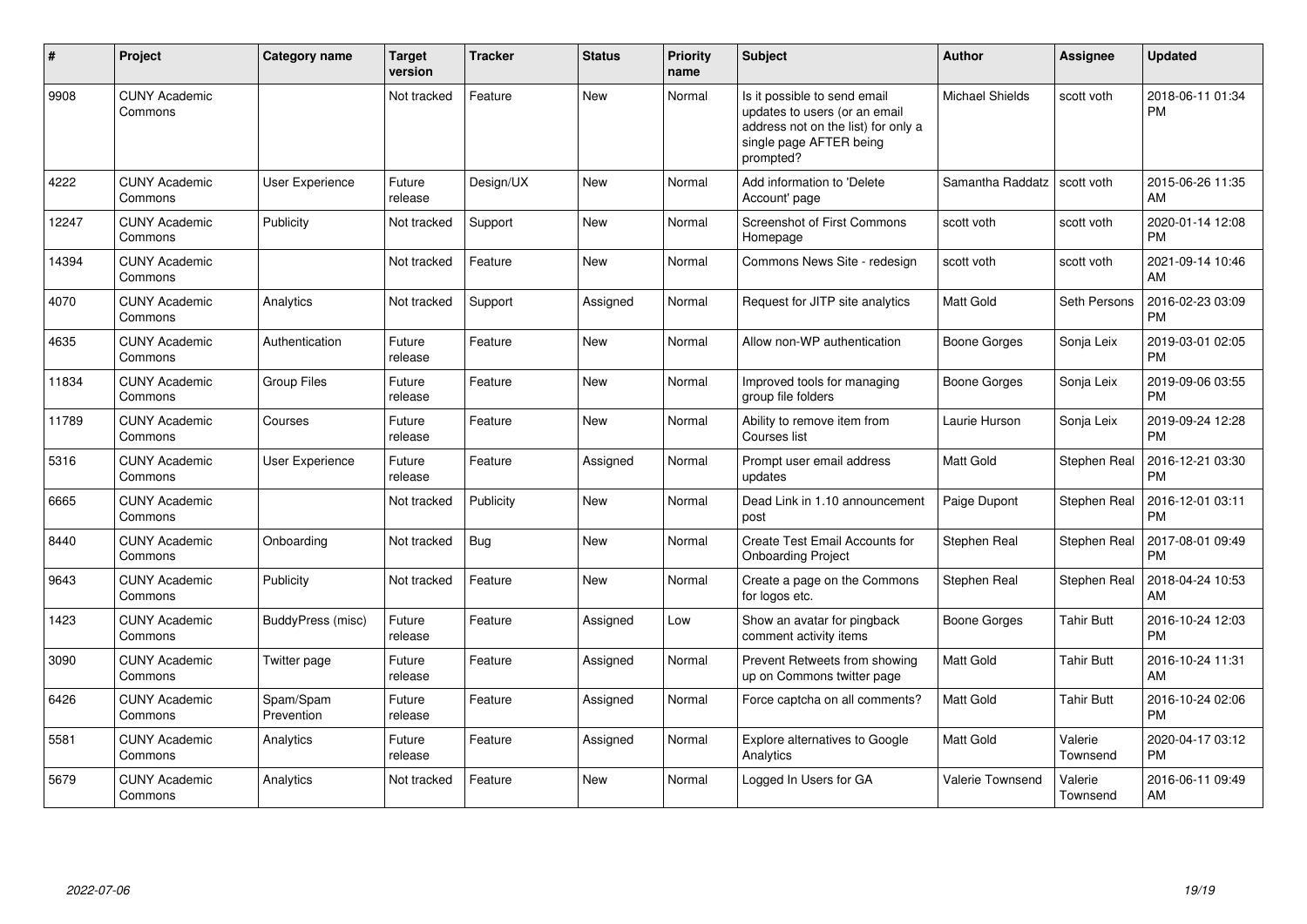| # | Project | Category name | Target version | Tracker | Status | Priority name | Subject | Author | Assignee | Updated |
|---|---|---|---|---|---|---|---|---|---|---|
| 9908 | CUNY Academic Commons | | Not tracked | Feature | New | Normal | Is it possible to send email updates to users (or an email address not on the list) for only a single page AFTER being prompted? | Michael Shields | scott voth | 2018-06-11 01:34 PM |
| 4222 | CUNY Academic Commons | User Experience | Future release | Design/UX | New | Normal | Add information to 'Delete Account' page | Samantha Raddatz | scott voth | 2015-06-26 11:35 AM |
| 12247 | CUNY Academic Commons | Publicity | Not tracked | Support | New | Normal | Screenshot of First Commons Homepage | scott voth | scott voth | 2020-01-14 12:08 PM |
| 14394 | CUNY Academic Commons | | Not tracked | Feature | New | Normal | Commons News Site - redesign | scott voth | scott voth | 2021-09-14 10:46 AM |
| 4070 | CUNY Academic Commons | Analytics | Not tracked | Support | Assigned | Normal | Request for JITP site analytics | Matt Gold | Seth Persons | 2016-02-23 03:09 PM |
| 4635 | CUNY Academic Commons | Authentication | Future release | Feature | New | Normal | Allow non-WP authentication | Boone Gorges | Sonja Leix | 2019-03-01 02:05 PM |
| 11834 | CUNY Academic Commons | Group Files | Future release | Feature | New | Normal | Improved tools for managing group file folders | Boone Gorges | Sonja Leix | 2019-09-06 03:55 PM |
| 11789 | CUNY Academic Commons | Courses | Future release | Feature | New | Normal | Ability to remove item from Courses list | Laurie Hurson | Sonja Leix | 2019-09-24 12:28 PM |
| 5316 | CUNY Academic Commons | User Experience | Future release | Feature | Assigned | Normal | Prompt user email address updates | Matt Gold | Stephen Real | 2016-12-21 03:30 PM |
| 6665 | CUNY Academic Commons | | Not tracked | Publicity | New | Normal | Dead Link in 1.10 announcement post | Paige Dupont | Stephen Real | 2016-12-01 03:11 PM |
| 8440 | CUNY Academic Commons | Onboarding | Not tracked | Bug | New | Normal | Create Test Email Accounts for Onboarding Project | Stephen Real | Stephen Real | 2017-08-01 09:49 PM |
| 9643 | CUNY Academic Commons | Publicity | Not tracked | Feature | New | Normal | Create a page on the Commons for logos etc. | Stephen Real | Stephen Real | 2018-04-24 10:53 AM |
| 1423 | CUNY Academic Commons | BuddyPress (misc) | Future release | Feature | Assigned | Low | Show an avatar for pingback comment activity items | Boone Gorges | Tahir Butt | 2016-10-24 12:03 PM |
| 3090 | CUNY Academic Commons | Twitter page | Future release | Feature | Assigned | Normal | Prevent Retweets from showing up on Commons twitter page | Matt Gold | Tahir Butt | 2016-10-24 11:31 AM |
| 6426 | CUNY Academic Commons | Spam/Spam Prevention | Future release | Feature | Assigned | Normal | Force captcha on all comments? | Matt Gold | Tahir Butt | 2016-10-24 02:06 PM |
| 5581 | CUNY Academic Commons | Analytics | Future release | Feature | Assigned | Normal | Explore alternatives to Google Analytics | Matt Gold | Valerie Townsend | 2020-04-17 03:12 PM |
| 5679 | CUNY Academic Commons | Analytics | Not tracked | Feature | New | Normal | Logged In Users for GA | Valerie Townsend | Valerie Townsend | 2016-06-11 09:49 AM |